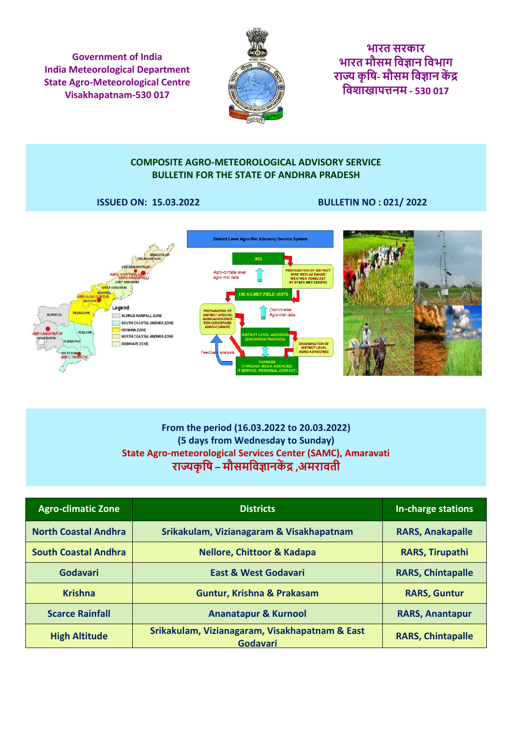Government of India
India Meteorological Department
State Agro-Meteorological Centre
Visakhapatnam-530 017

भारत सरकार
भारत मौसम विज्ञान विभाग
राज्य कृषि- मौसम विज्ञान केंद्र
विशाखापत्तनम - 530 017

## COMPOSITE AGRO-METEOROLOGICAL ADVISORY SERVICE BULLETIN FOR THE STATE OF ANDHRA PRADESH

**ISSUED ON: 15.03.2022** **BULLETIN NO : 021/ 2022**

**From the period (16.03.2022 to 20.03.2022)**
**(5 days from Wednesday to Sunday)**
**State Agro-meteorological Services Center (SAMC), Amaravati**
**राज्यकृषि – मौसमविज्ञानकेंद्र ,अमरावती**

| Agro-climatic Zone | Districts | In-charge stations |
|---|---|---|
| North Coastal Andhra | Srikakulam, Vizianagaram & Visakhapatnam | RARS, Anakapalle |
| South Coastal Andhra | Nellore, Chittoor & Kadapa | RARS, Tirupathi |
| Godavari | East & West Godavari | RARS, Chintapalle |
| Krishna | Guntur, Krishna & Prakasam | RARS, Guntur |
| Scarce Rainfall | Ananatapur & Kurnool | RARS, Anantapur |
| High Altitude | Srikakulam, Vizianagaram, Visakhapatnam & East Godavari | RARS, Chintapalle |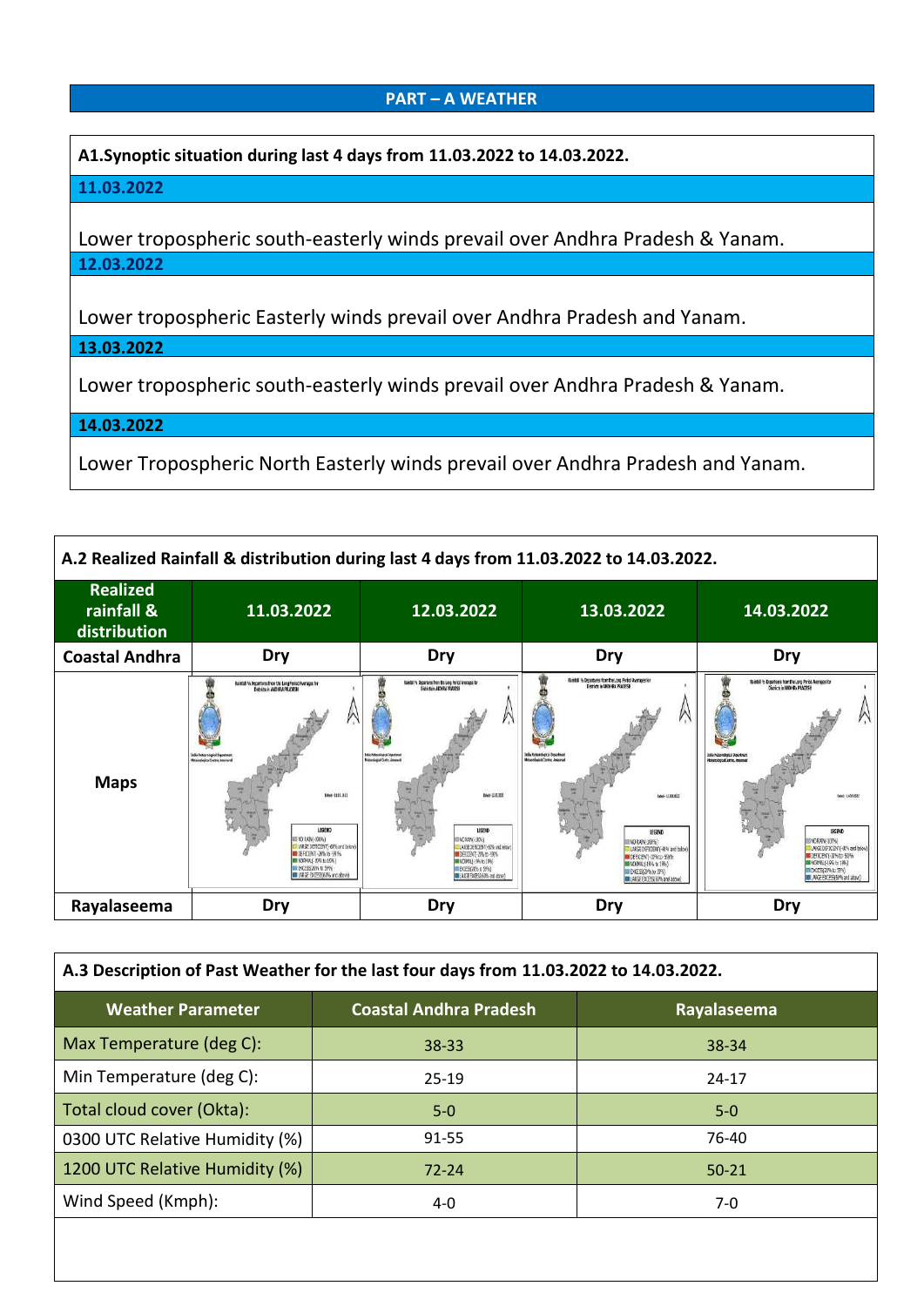## PART – A WEATHER

**A1.Synoptic situation during last 4 days from 11.03.2022 to 14.03.2022.**

**11.03.2022**

Lower tropospheric south-easterly winds prevail over Andhra Pradesh & Yanam.

**12.03.2022**

Lower tropospheric Easterly winds prevail over Andhra Pradesh and Yanam.

**13.03.2022**

Lower tropospheric south-easterly winds prevail over Andhra Pradesh & Yanam.

**14.03.2022**

Lower Tropospheric North Easterly winds prevail over Andhra Pradesh and Yanam.

**A.2 Realized Rainfall & distribution during last 4 days from 11.03.2022 to 14.03.2022.**

| Realized rainfall & distribution | 11.03.2022 | 12.03.2022 | 13.03.2022 | 14.03.2022 |
|---|---|---|---|---|
| Coastal Andhra | Dry | Dry | Dry | Dry |
| Maps | | | | |
| Rayalaseema | Dry | Dry | Dry | Dry |

**A.3 Description of Past Weather for the last four days from 11.03.2022 to 14.03.2022.**

| Weather Parameter | Coastal Andhra Pradesh | Rayalaseema |
|---|---|---|
| Max Temperature (deg C): | 38-33 | 38-34 |
| Min Temperature (deg C): | 25-19 | 24-17 |
| Total cloud cover (Okta): | 5-0 | 5-0 |
| 0300 UTC Relative Humidity (%) | 91-55 | 76-40 |
| 1200 UTC Relative Humidity (%) | 72-24 | 50-21 |
| Wind Speed (Kmph): | 4-0 | 7-0 |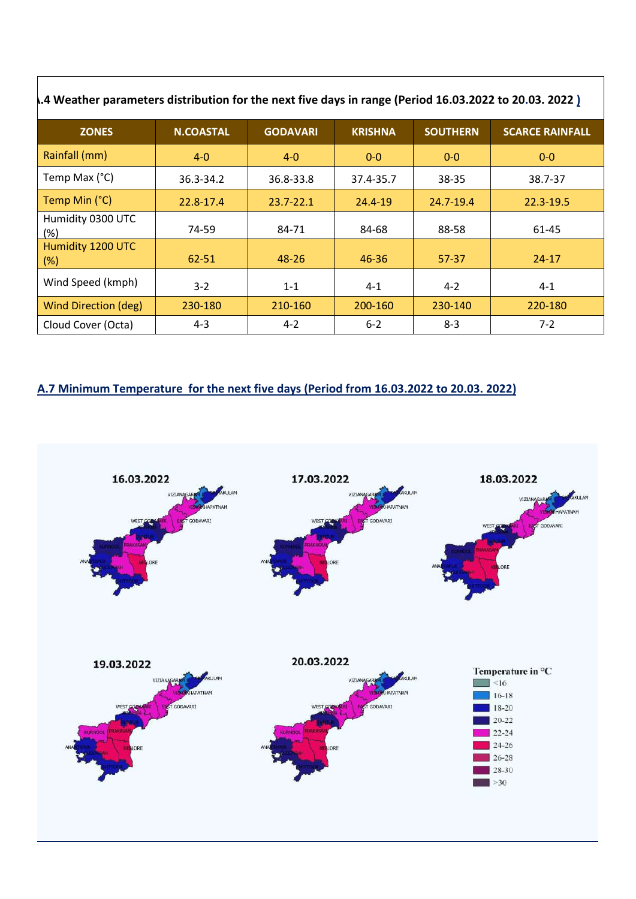### A.4 Weather parameters distribution for the next five days in range (Period 16.03.2022 to 20.03. 2022 )

| ZONES | N.COASTAL | GODAVARI | KRISHNA | SOUTHERN | SCARCE RAINFALL |
|---|---|---|---|---|---|
| Rainfall (mm) | 4-0 | 4-0 | 0-0 | 0-0 | 0-0 |
| Temp Max (°C) | 36.3-34.2 | 36.8-33.8 | 37.4-35.7 | 38-35 | 38.7-37 |
| Temp Min (°C) | 22.8-17.4 | 23.7-22.1 | 24.4-19 | 24.7-19.4 | 22.3-19.5 |
| Humidity 0300 UTC (%) | 74-59 | 84-71 | 84-68 | 88-58 | 61-45 |
| Humidity 1200 UTC (%) | 62-51 | 48-26 | 46-36 | 57-37 | 24-17 |
| Wind Speed (kmph) | 3-2 | 1-1 | 4-1 | 4-2 | 4-1 |
| Wind Direction (deg) | 230-180 | 210-160 | 200-160 | 230-140 | 220-180 |
| Cloud Cover (Octa) | 4-3 | 4-2 | 6-2 | 8-3 | 7-2 |

### A.7 Minimum Temperature for the next five days (Period from 16.03.2022 to 20.03. 2022)

16.03.2022 | 17.03.2022 | 18.03.2022 | 19.03.2022 | 20.03.2022

Temperature in °C: <16, 16-18, 18-20, 20-22, 22-24, 24-26, 26-28, 28-30, >30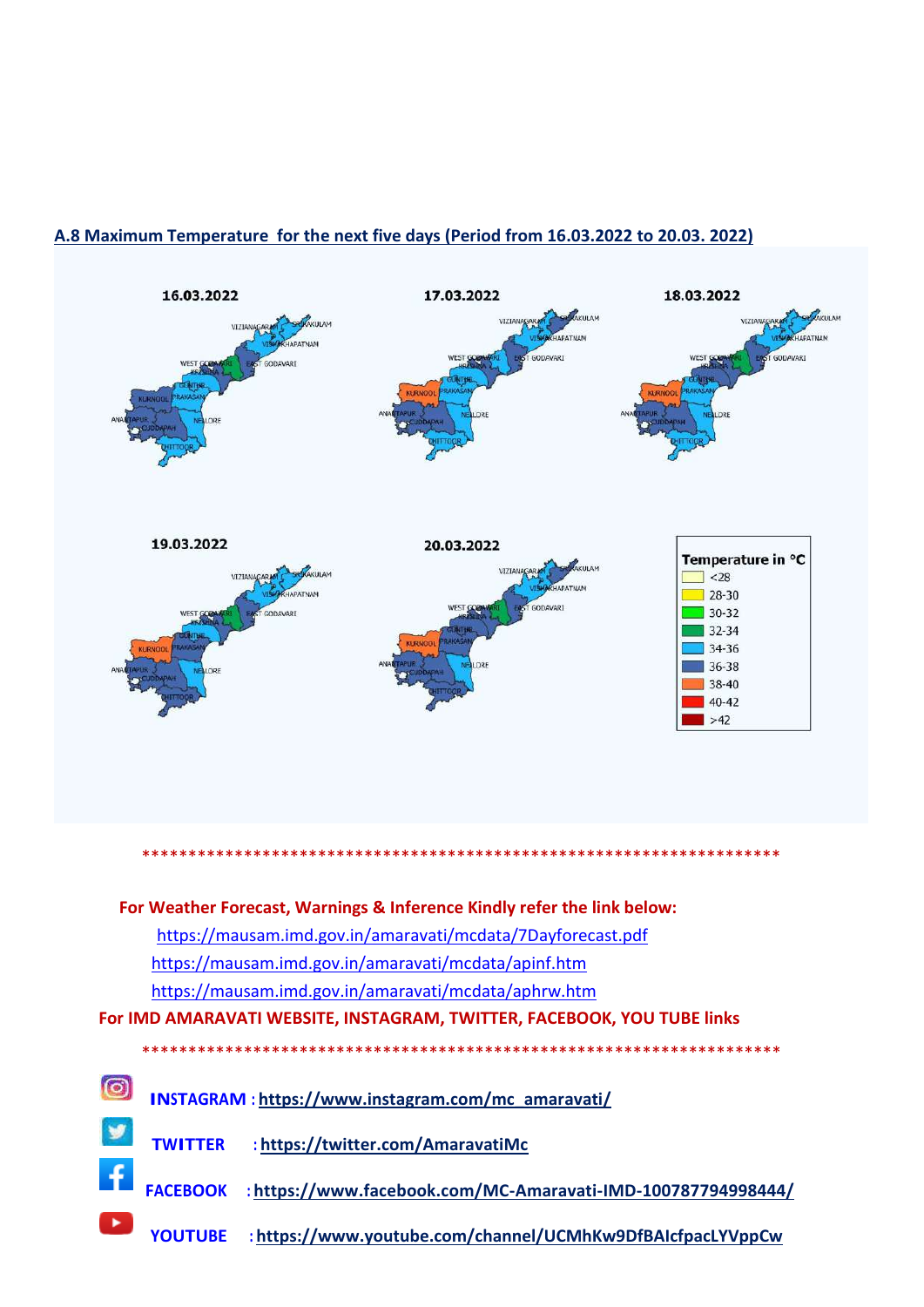## A.8 Maximum Temperature for the next five days (Period from 16.03.2022 to 20.03. 2022)

***********************************************************************

**For Weather Forecast, Warnings & Inference Kindly refer the link below:**

https://mausam.imd.gov.in/amaravati/mcdata/7Dayforecast.pdf

https://mausam.imd.gov.in/amaravati/mcdata/apinf.htm

https://mausam.imd.gov.in/amaravati/mcdata/aphrw.htm

**For IMD AMARAVATI WEBSITE, INSTAGRAM, TWITTER, FACEBOOK, YOU TUBE links**

***********************************************************************

**INSTAGRAM** : https://www.instagram.com/mc_amaravati/

**TWITTER** : https://twitter.com/AmaravatiMc

**FACEBOOK** : https://www.facebook.com/MC-Amaravati-IMD-100787794998444/

**YOUTUBE** : https://www.youtube.com/channel/UCMhKw9DfBAIcfpacLYVppCw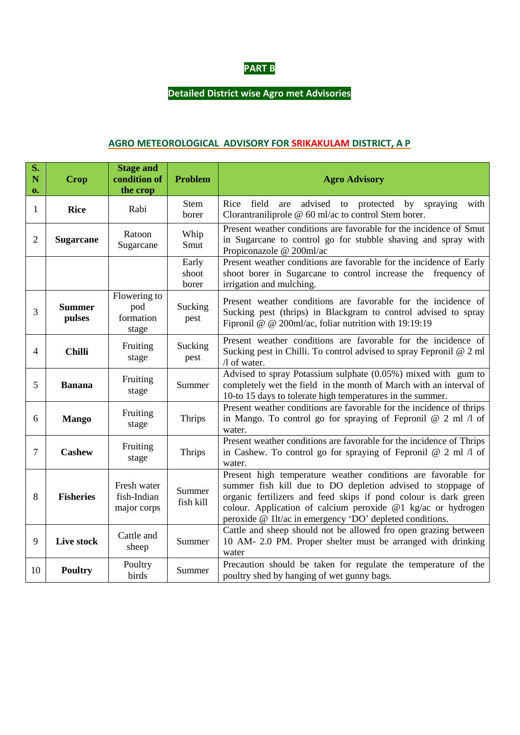## PART B

## Detailed District wise Agro met Advisories

### AGRO METEOROLOGICAL ADVISORY FOR SRIKAKULAM DISTRICT, A P

| S. No. | Crop | Stage and condition of the crop | Problem | Agro Advisory |
|---|---|---|---|---|
| 1 | **Rice** | Rabi | Stem borer | Rice field are advised to protected by spraying with Clorantraniliprole @ 60 ml/ac to control Stem borer. |
| 2 | **Sugarcane** | Ratoon Sugarcane | Whip Smut | Present weather conditions are favorable for the incidence of Smut in Sugarcane to control go for stubble shaving and spray with Propiconazole @ 200ml/ac |
| | | | Early shoot borer | Present weather conditions are favorable for the incidence of Early shoot borer in Sugarcane to control increase the frequency of irrigation and mulching. |
| 3 | **Summer pulses** | Flowering to pod formation stage | Sucking pest | Present weather conditions are favorable for the incidence of Sucking pest (thrips) in Blackgram to control advised to spray Fipronil @ @ 200ml/ac, foliar nutrition with 19:19:19 |
| 4 | **Chilli** | Fruiting stage | Sucking pest | Present weather conditions are favorable for the incidence of Sucking pest in Chilli. To control advised to spray Fepronil @ 2 ml /l of water. |
| 5 | **Banana** | Fruiting stage | Summer | Advised to spray Potassium sulphate (0.05%) mixed with gum to completely wet the field in the month of March with an interval of 10-to 15 days to tolerate high temperatures in the summer. |
| 6 | **Mango** | Fruiting stage | Thrips | Present weather conditions are favorable for the incidence of thrips in Mango. To control go for spraying of Fepronil @ 2 ml /l of water. |
| 7 | **Cashew** | Fruiting stage | Thrips | Present weather conditions are favorable for the incidence of Thrips in Cashew. To control go for spraying of Fepronil @ 2 ml /l of water. |
| 8 | **Fisheries** | Fresh water fish-Indian major corps | Summer fish kill | Present high temperature weather conditions are favorable for summer fish kill due to DO depletion advised to stoppage of organic fertilizers and feed skips if pond colour is dark green colour. Application of calcium peroxide @1 kg/ac or hydrogen peroxide @ 1lt/ac in emergency 'DO' depleted conditions. |
| 9 | **Live stock** | Cattle and sheep | Summer | Cattle and sheep should not be allowed fro open grazing between 10 AM- 2.0 PM. Proper shelter must be arranged with drinking water |
| 10 | **Poultry** | Poultry birds | Summer | Precaution should be taken for regulate the temperature of the poultry shed by hanging of wet gunny bags. |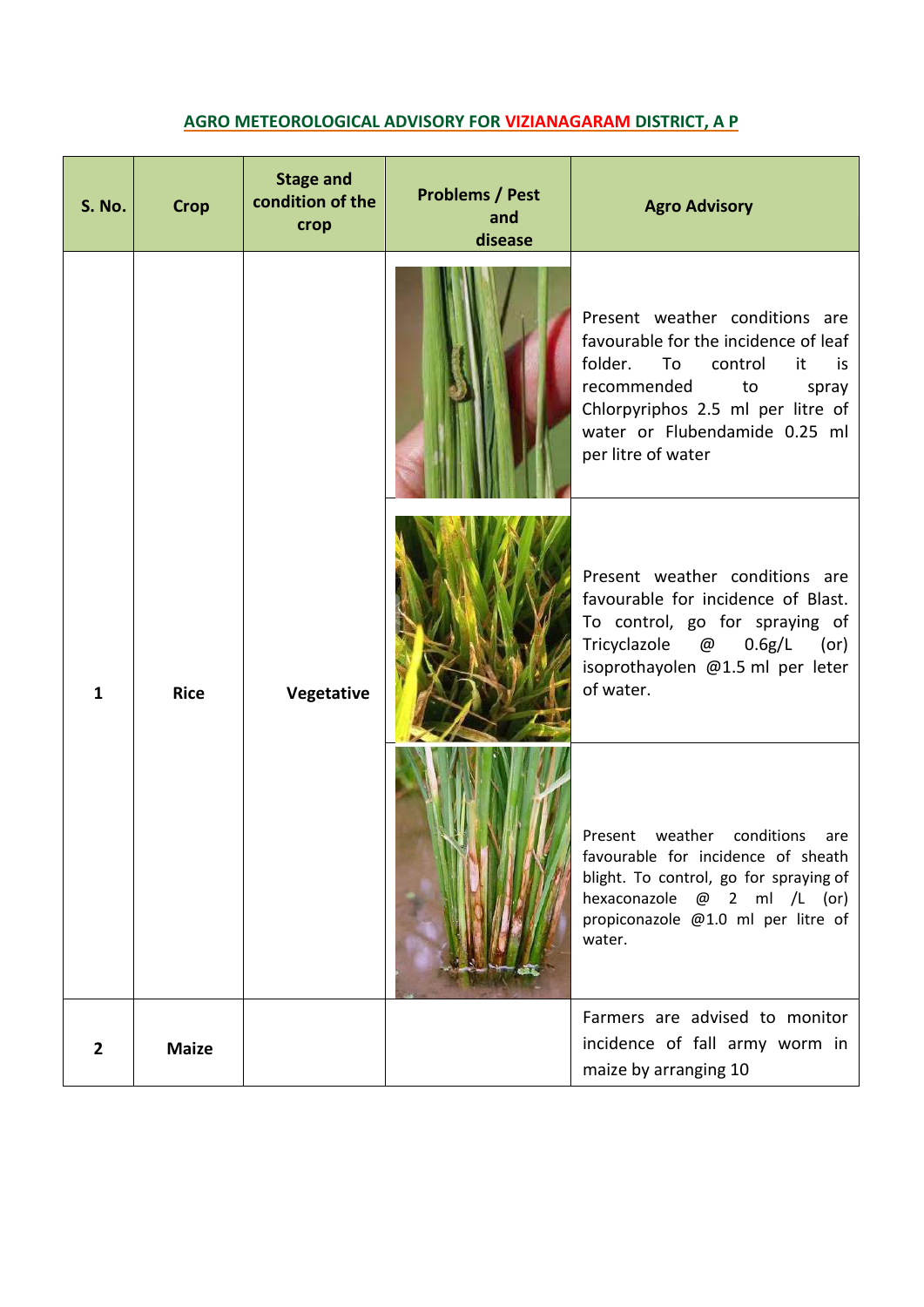**AGRO METEOROLOGICAL ADVISORY FOR VIZIANAGARAM DISTRICT, A P**

| S. No. | Crop | Stage and condition of the crop | Problems / Pest and disease | Agro Advisory |
|---|---|---|---|---|
| 1 | Rice | Vegetative | | Present weather conditions are favourable for the incidence of leaf folder. To control it is recommended to spray Chlorpyriphos 2.5 ml per litre of water or Flubendamide 0.25 ml per litre of water |
| | | | | Present weather conditions are favourable for incidence of Blast. To control, go for spraying of Tricyclazole @ 0.6g/L (or) isoprothayolen @1.5 ml per leter of water. |
| | | | | Present weather conditions are favourable for incidence of sheath blight. To control, go for spraying of hexaconazole @ 2 ml /L (or) propiconazole @1.0 ml per litre of water. |
| 2 | Maize | | | Farmers are advised to monitor incidence of fall army worm in maize by arranging 10 |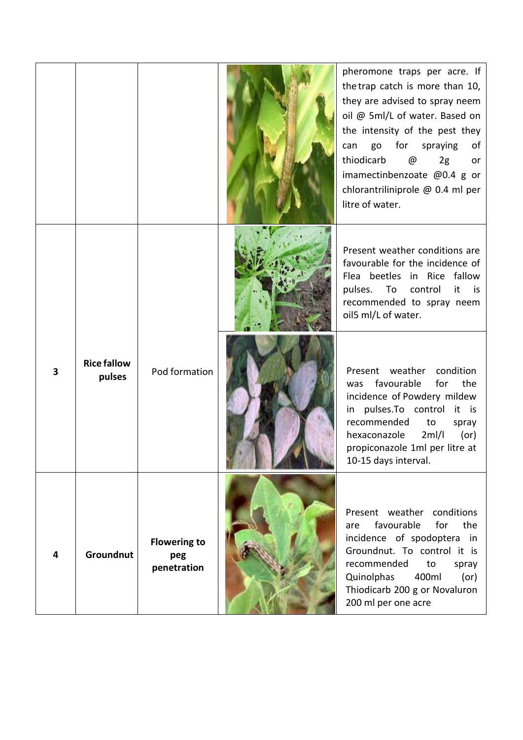|  |  |  |  |  |
|---|---|---|---|---|
|  |  |  |  | pheromone traps per acre. If the trap catch is more than 10, they are advised to spray neem oil @ 5ml/L of water. Based on the intensity of the pest they can go for spraying of thiodicarb @ 2g or imamectinbenzoate @0.4 g or chlorantriliniprole @ 0.4 ml per litre of water. |
| 3 | **Rice fallow pulses** | Pod formation |  | Present weather conditions are favourable for the incidence of Flea beetles in Rice fallow pulses. To control it is recommended to spray neem oil5 ml/L of water. |
|  |  |  |  | Present weather condition was favourable for the incidence of Powdery mildew in pulses.To control it is recommended to spray hexaconazole 2ml/l (or) propiconazole 1ml per litre at 10-15 days interval. |
| 4 | **Groundnut** | **Flowering to peg penetration** |  | Present weather conditions are favourable for the incidence of spodoptera in Groundnut. To control it is recommended to spray Quinolphas 400ml (or) Thiodicarb 200 g or Novaluron 200 ml per one acre |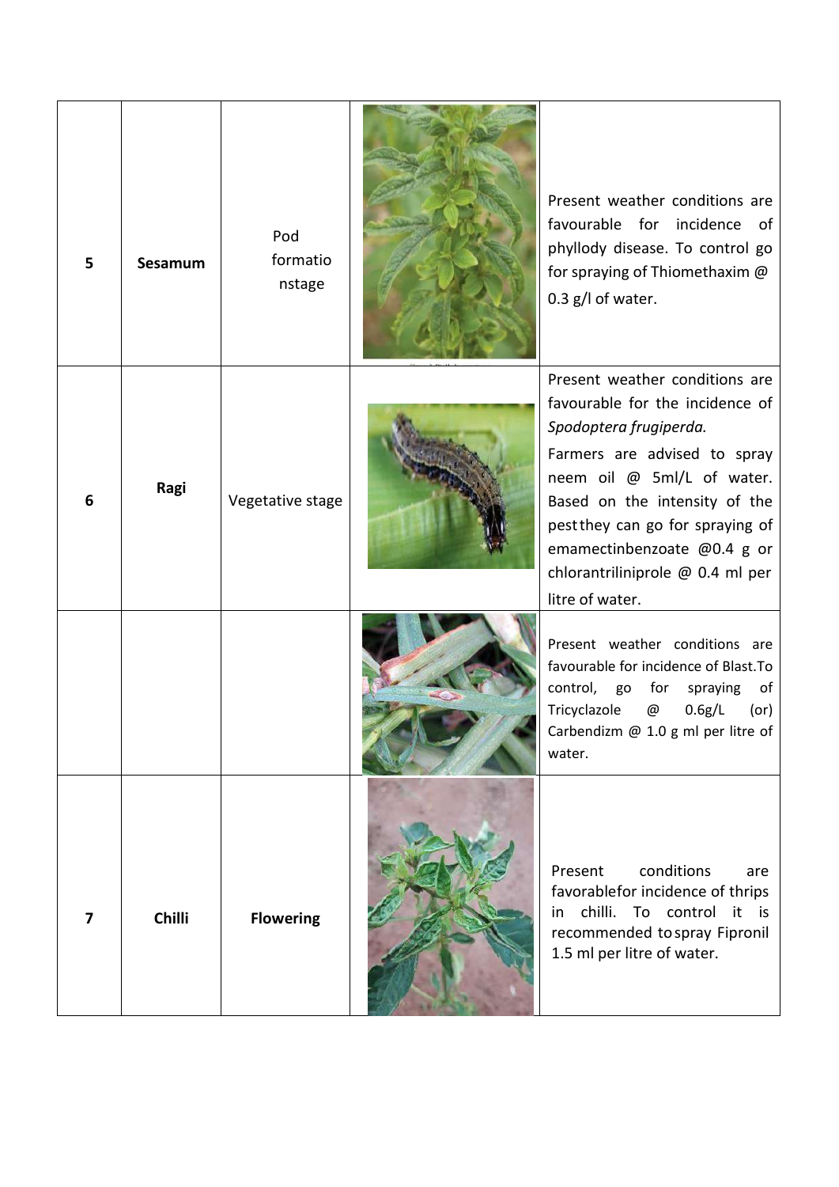| | | | | |
|---|---|---|---|---|
| 5 | **Sesamum** | Pod formatio nstage | | Present weather conditions are favourable for incidence of phyllody disease. To control go for spraying of Thiomethaxim @ 0.3 g/l of water. |
| 6 | **Ragi** | Vegetative stage | | Present weather conditions are favourable for the incidence of *Spodoptera frugiperda.* Farmers are advised to spray neem oil @ 5ml/L of water. Based on the intensity of the pestthey can go for spraying of emamectinbenzoate @0.4 g or chlorantriliniprole @ 0.4 ml per litre of water. |
| | | | | Present weather conditions are favourable for incidence of Blast.To control, go for spraying of Tricyclazole @ 0.6g/L (or) Carbendizm @ 1.0 g ml per litre of water. |
| 7 | **Chilli** | **Flowering** | | Present conditions are favorablefor incidence of thrips in chilli. To control it is recommended to spray Fipronil 1.5 ml per litre of water. |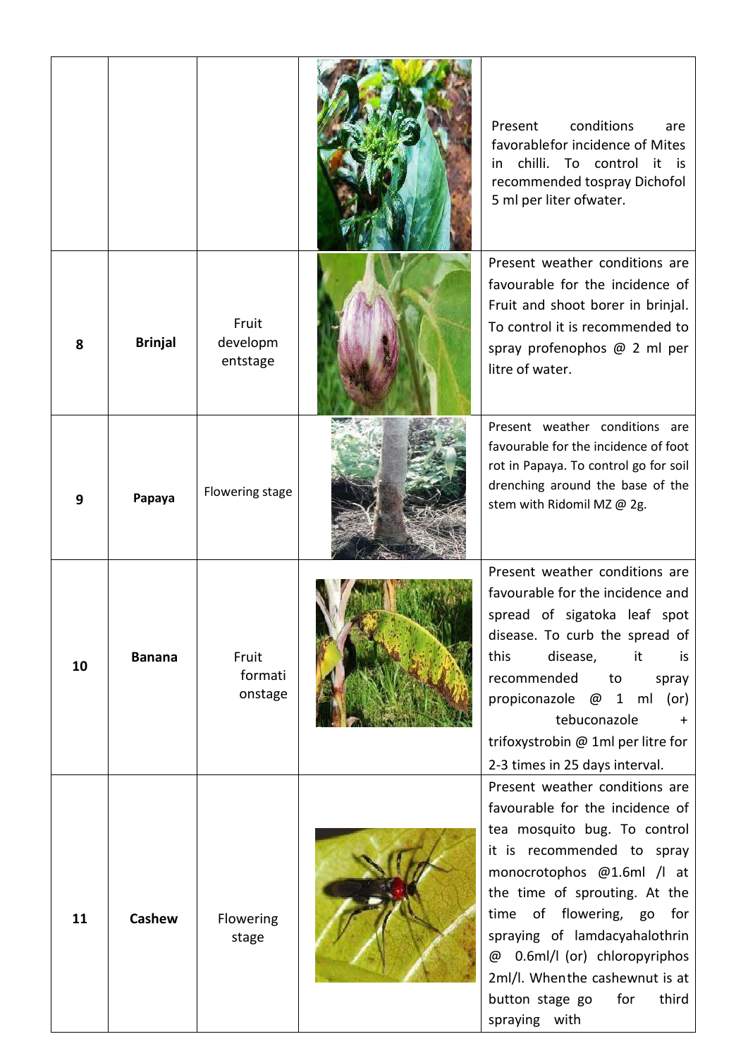| | | | | |
|---|---|---|---|---|
| | | | | Present conditions are favorablefor incidence of Mites in chilli. To control it is recommended tospray Dichofol 5 ml per liter ofwater. |
| **8** | **Brinjal** | Fruit developm entstage | | Present weather conditions are favourable for the incidence of Fruit and shoot borer in brinjal. To control it is recommended to spray profenophos @ 2 ml per litre of water. |
| **9** | **Papaya** | Flowering stage | | Present weather conditions are favourable for the incidence of foot rot in Papaya. To control go for soil drenching around the base of the stem with Ridomil MZ @ 2g. |
| **10** | **Banana** | Fruit formati onstage | | Present weather conditions are favourable for the incidence and spread of sigatoka leaf spot disease. To curb the spread of this disease, it is recommended to spray propiconazole @ 1 ml (or) tebuconazole + trifoxystrobin @ 1ml per litre for 2-3 times in 25 days interval. |
| **11** | **Cashew** | Flowering stage | | Present weather conditions are favourable for the incidence of tea mosquito bug. To control it is recommended to spray monocrotophos @1.6ml /l at the time of sprouting. At the time of flowering, go for spraying of lamdacyahalothrin @ 0.6ml/l (or) chloropyriphos 2ml/l. Whenthe cashewnut is at button stage go for third spraying with |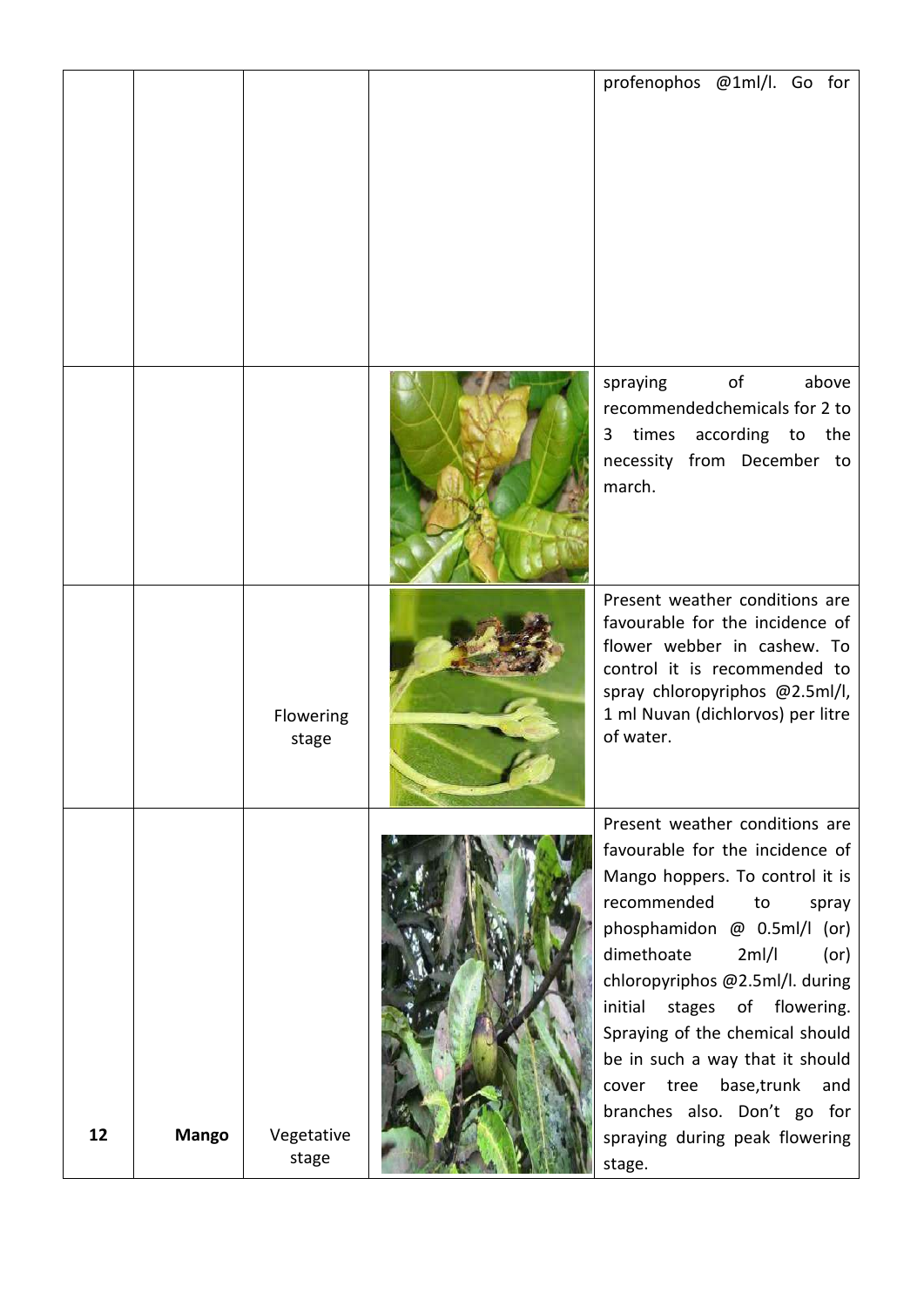|  |  |  |  |  |
|---|---|---|---|---|
|  |  |  |  | profenophos @1ml/l. Go for |
|  |  |  |  | spraying of above recommendedchemicals for 2 to 3 times according to the necessity from December to march. |
|  |  | Flowering stage |  | Present weather conditions are favourable for the incidence of flower webber in cashew. To control it is recommended to spray chloropyriphos @2.5ml/l, 1 ml Nuvan (dichlorvos) per litre of water. |
| **12** | **Mango** | Vegetative stage |  | Present weather conditions are favourable for the incidence of Mango hoppers. To control it is recommended to spray phosphamidon @ 0.5ml/l (or) dimethoate 2ml/l (or) chloropyriphos @2.5ml/l. during initial stages of flowering. Spraying of the chemical should be in such a way that it should cover tree base,trunk and branches also. Don't go for spraying during peak flowering stage. |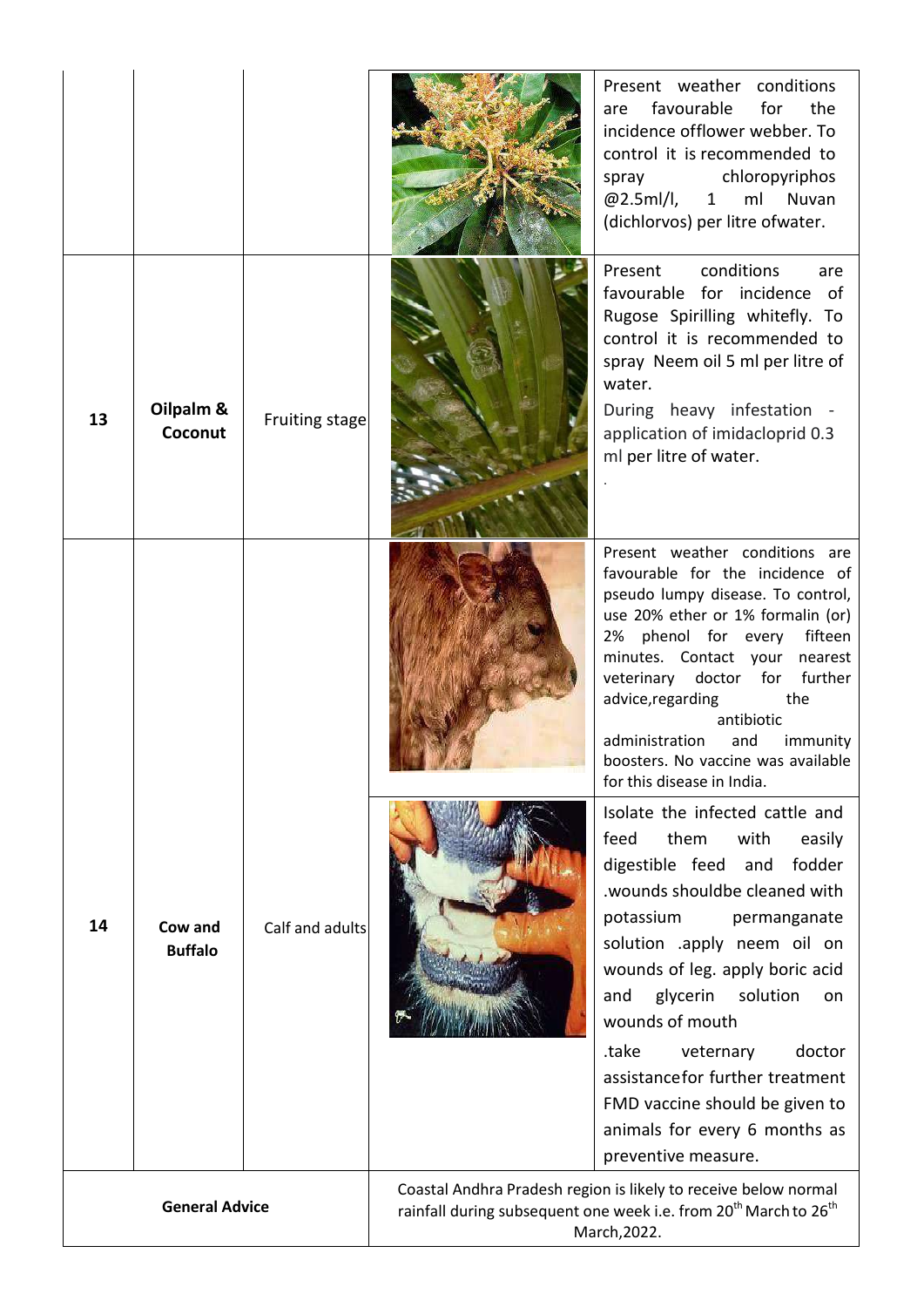| | | | | |
|---|---|---|---|---|
| | | | | Present weather conditions are favourable for the incidence offlower webber. To control it is recommended to spray chloropyriphos @2.5ml/l, 1 ml Nuvan (dichlorvos) per litre ofwater. |
| 13 | Oilpalm & Coconut | Fruiting stage | | Present conditions are favourable for incidence of Rugose Spirilling whitefly. To control it is recommended to spray Neem oil 5 ml per litre of water.<br>During heavy infestation - application of imidacloprid 0.3 ml per litre of water.<br>. |
| 14 | Cow and Buffalo | Calf and adults | | Present weather conditions are favourable for the incidence of pseudo lumpy disease. To control, use 20% ether or 1% formalin (or) 2% phenol for every fifteen minutes. Contact your nearest veterinary doctor for further advice,regarding the antibiotic administration and immunity boosters. No vaccine was available for this disease in India. |
| | | | | Isolate the infected cattle and feed them with easily digestible feed and fodder .wounds shouldbe cleaned with potassium permanganate solution .apply neem oil on wounds of leg. apply boric acid and glycerin solution on wounds of mouth<br>.take veternary doctor assistancefor further treatment FMD vaccine should be given to animals for every 6 months as preventive measure. |
| **General Advice** | | | Coastal Andhra Pradesh region is likely to receive below normal rainfall during subsequent one week i.e. from 20th March to 26th March,2022. | |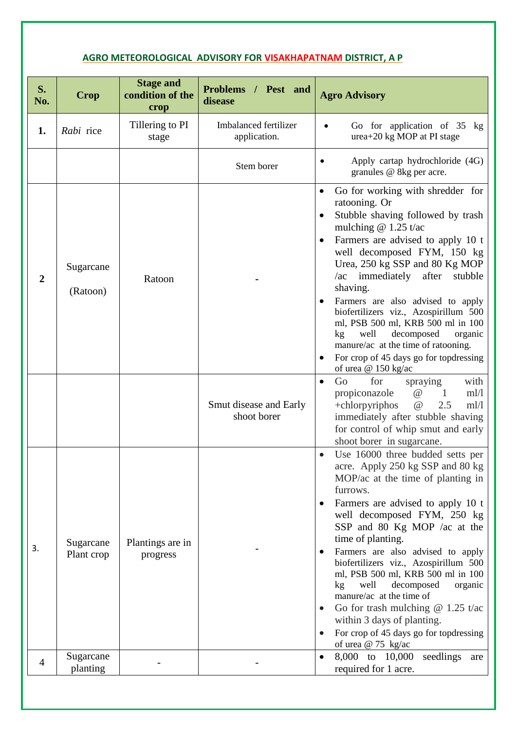## AGRO METEOROLOGICAL ADVISORY FOR VISAKHAPATNAM DISTRICT, A P

| S. No. | Crop | Stage and condition of the crop | Problems / Pest and disease | Agro Advisory |
|---|---|---|---|---|
| **1.** | *Rabi* rice | Tillering to PI stage | Imbalanced fertilizer application. | • Go for application of 35 kg urea+20 kg MOP at PI stage |
| | | | Stem borer | • Apply cartap hydrochloride (4G) granules @ 8kg per acre. |
| **2** | Sugarcane (Ratoon) | Ratoon | - | • Go for working with shredder for ratooning. Or<br>• Stubble shaving followed by trash mulching @ 1.25 t/ac<br>• Farmers are advised to apply 10 t well decomposed FYM, 150 kg Urea, 250 kg SSP and 80 Kg MOP /ac immediately after stubble shaving.<br>• Farmers are also advised to apply biofertilizers viz., Azospirillum 500 ml, PSB 500 ml, KRB 500 ml in 100 kg well decomposed organic manure/ac at the time of ratooning.<br>• For crop of 45 days go for topdressing of urea @ 150 kg/ac |
| | | | Smut disease and Early shoot borer | • Go for spraying with propiconazole @ 1 ml/l +chlorpyriphos @ 2.5 ml/l immediately after stubble shaving for control of whip smut and early shoot borer in sugarcane. |
| 3. | Sugarcane Plant crop | Plantings are in progress | - | • Use 16000 three budded setts per acre. Apply 250 kg SSP and 80 kg MOP/ac at the time of planting in furrows.<br>• Farmers are advised to apply 10 t well decomposed FYM, 250 kg SSP and 80 Kg MOP /ac at the time of planting.<br>• Farmers are also advised to apply biofertilizers viz., Azospirillum 500 ml, PSB 500 ml, KRB 500 ml in 100 kg well decomposed organic manure/ac at the time of<br>• Go for trash mulching @ 1.25 t/ac within 3 days of planting.<br>• For crop of 45 days go for topdressing of urea @ 75 kg/ac |
| 4 | Sugarcane planting | - | - | • 8,000 to 10,000 seedlings are required for 1 acre. |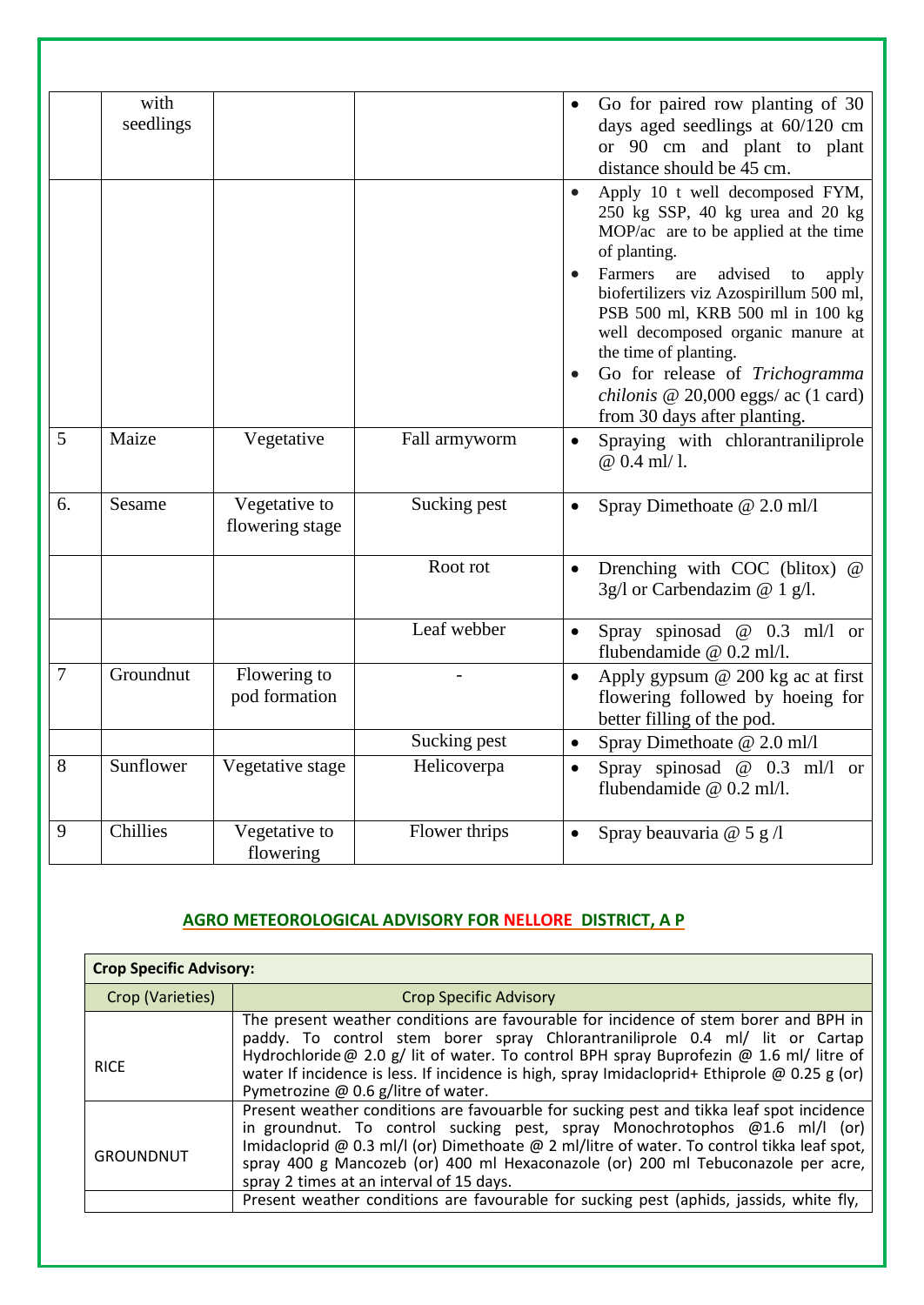|  |  |  |  |  |
|---|---|---|---|---|
|  | with seedlings |  |  | • Go for paired row planting of 30 days aged seedlings at 60/120 cm or 90 cm and plant to plant distance should be 45 cm. |
|  |  |  |  | • Apply 10 t well decomposed FYM, 250 kg SSP, 40 kg urea and 20 kg MOP/ac are to be applied at the time of planting.<br>• Farmers are advised to apply biofertilizers viz Azospirillum 500 ml, PSB 500 ml, KRB 500 ml in 100 kg well decomposed organic manure at the time of planting.<br>• Go for release of *Trichogramma chilonis* @ 20,000 eggs/ ac (1 card) from 30 days after planting. |
| 5 | Maize | Vegetative | Fall armyworm | • Spraying with chlorantraniliprole @ 0.4 ml/ l. |
| 6. | Sesame | Vegetative to flowering stage | Sucking pest | • Spray Dimethoate @ 2.0 ml/l |
|  |  |  | Root rot | • Drenching with COC (blitox) @ 3g/l or Carbendazim @ 1 g/l. |
|  |  |  | Leaf webber | • Spray spinosad @ 0.3 ml/l or flubendamide @ 0.2 ml/l. |
| 7 | Groundnut | Flowering to pod formation | - | • Apply gypsum @ 200 kg ac at first flowering followed by hoeing for better filling of the pod. |
|  |  |  | Sucking pest | • Spray Dimethoate @ 2.0 ml/l |
| 8 | Sunflower | Vegetative stage | Helicoverpa | • Spray spinosad @ 0.3 ml/l or flubendamide @ 0.2 ml/l. |
| 9 | Chillies | Vegetative to flowering | Flower thrips | • Spray beauvaria @ 5 g /l |

## AGRO METEOROLOGICAL ADVISORY FOR NELLORE DISTRICT, A P

| Crop Specific Advisory: | |
|---|---|
| Crop (Varieties) | Crop Specific Advisory |
| RICE | The present weather conditions are favourable for incidence of stem borer and BPH in paddy. To control stem borer spray Chlorantraniliprole 0.4 ml/ lit or Cartap Hydrochloride@ 2.0 g/ lit of water. To control BPH spray Buprofezin @ 1.6 ml/ litre of water If incidence is less. If incidence is high, spray Imidacloprid+ Ethiprole @ 0.25 g (or) Pymetrozine @ 0.6 g/litre of water. |
| GROUNDNUT | Present weather conditions are favouarble for sucking pest and tikka leaf spot incidence in groundnut. To control sucking pest, spray Monochrotophos @1.6 ml/l (or) Imidacloprid @ 0.3 ml/l (or) Dimethoate @ 2 ml/litre of water. To control tikka leaf spot, spray 400 g Mancozeb (or) 400 ml Hexaconazole (or) 200 ml Tebuconazole per acre, spray 2 times at an interval of 15 days. |
|  | Present weather conditions are favourable for sucking pest (aphids, jassids, white fly, |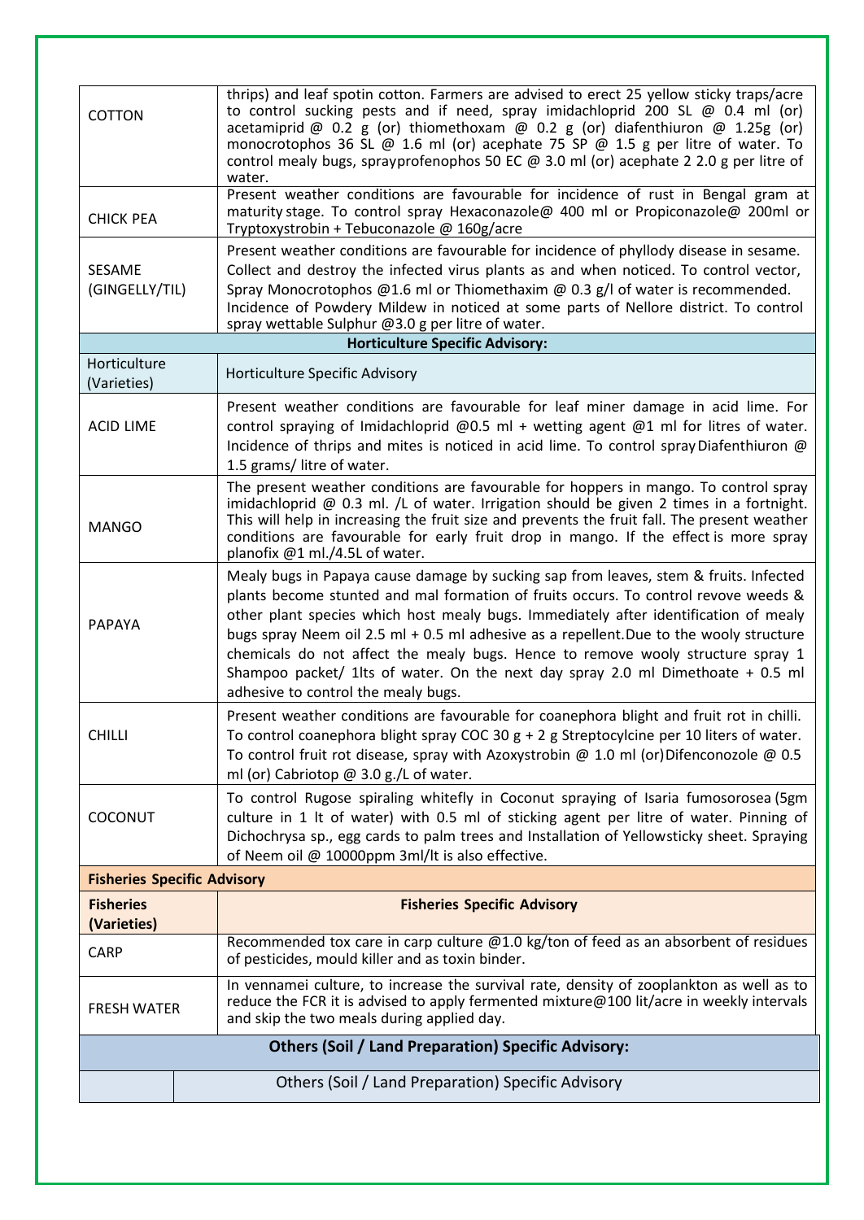| | |
|---|---|
| COTTON | thrips) and leaf spotin cotton. Farmers are advised to erect 25 yellow sticky traps/acre to control sucking pests and if need, spray imidachloprid 200 SL @ 0.4 ml (or) acetamiprid @ 0.2 g (or) thiomethoxam @ 0.2 g (or) diafenthiuron @ 1.25g (or) monocrotophos 36 SL @ 1.6 ml (or) acephate 75 SP @ 1.5 g per litre of water. To control mealy bugs, sprayprofenophos 50 EC @ 3.0 ml (or) acephate 2 2.0 g per litre of water. |
| CHICK PEA | Present weather conditions are favourable for incidence of rust in Bengal gram at maturity stage. To control spray Hexaconazole@ 400 ml or Propiconazole@ 200ml or Tryptoxystrobin + Tebuconazole @ 160g/acre |
| SESAME (GINGELLY/TIL) | Present weather conditions are favourable for incidence of phyllody disease in sesame. Collect and destroy the infected virus plants as and when noticed. To control vector, Spray Monocrotophos @1.6 ml or Thiomethaxim @ 0.3 g/l of water is recommended. Incidence of Powdery Mildew in noticed at some parts of Nellore district. To control spray wettable Sulphur @3.0 g per litre of water. |

**Horticulture Specific Advisory:**

| Horticulture (Varieties) | Horticulture Specific Advisory |
|---|---|
| ACID LIME | Present weather conditions are favourable for leaf miner damage in acid lime. For control spraying of Imidachloprid @0.5 ml + wetting agent @1 ml for litres of water. Incidence of thrips and mites is noticed in acid lime. To control spray Diafenthiuron @ 1.5 grams/ litre of water. |
| MANGO | The present weather conditions are favourable for hoppers in mango. To control spray imidachloprid @ 0.3 ml. /L of water. Irrigation should be given 2 times in a fortnight. This will help in increasing the fruit size and prevents the fruit fall. The present weather conditions are favourable for early fruit drop in mango. If the effect is more spray planofix @1 ml./4.5L of water. |
| PAPAYA | Mealy bugs in Papaya cause damage by sucking sap from leaves, stem & fruits. Infected plants become stunted and mal formation of fruits occurs. To control revove weeds & other plant species which host mealy bugs. Immediately after identification of mealy bugs spray Neem oil 2.5 ml + 0.5 ml adhesive as a repellent.Due to the wooly structure chemicals do not affect the mealy bugs. Hence to remove wooly structure spray 1 Shampoo packet/ 1lts of water. On the next day spray 2.0 ml Dimethoate + 0.5 ml adhesive to control the mealy bugs. |
| CHILLI | Present weather conditions are favourable for coanephora blight and fruit rot in chilli. To control coanephora blight spray COC 30 g + 2 g Streptocylcine per 10 liters of water. To control fruit rot disease, spray with Azoxystrobin @ 1.0 ml (or)Difenconozole @ 0.5 ml (or) Cabriotop @ 3.0 g./L of water. |
| COCONUT | To control Rugose spiraling whitefly in Coconut spraying of Isaria fumosorosea (5gm culture in 1 lt of water) with 0.5 ml of sticking agent per litre of water. Pinning of Dichochrysa sp., egg cards to palm trees and Installation of Yellowsticky sheet. Spraying of Neem oil @ 10000ppm 3ml/lt is also effective. |

**Fisheries Specific Advisory**

| **Fisheries (Varieties)** | **Fisheries Specific Advisory** |
|---|---|
| CARP | Recommended tox care in carp culture @1.0 kg/ton of feed as an absorbent of residues of pesticides, mould killer and as toxin binder. |
| FRESH WATER | In vennamei culture, to increase the survival rate, density of zooplankton as well as to reduce the FCR it is advised to apply fermented mixture@100 lit/acre in weekly intervals and skip the two meals during applied day. |

**Others (Soil / Land Preparation) Specific Advisory:**

| | Others (Soil / Land Preparation) Specific Advisory |
|---|---|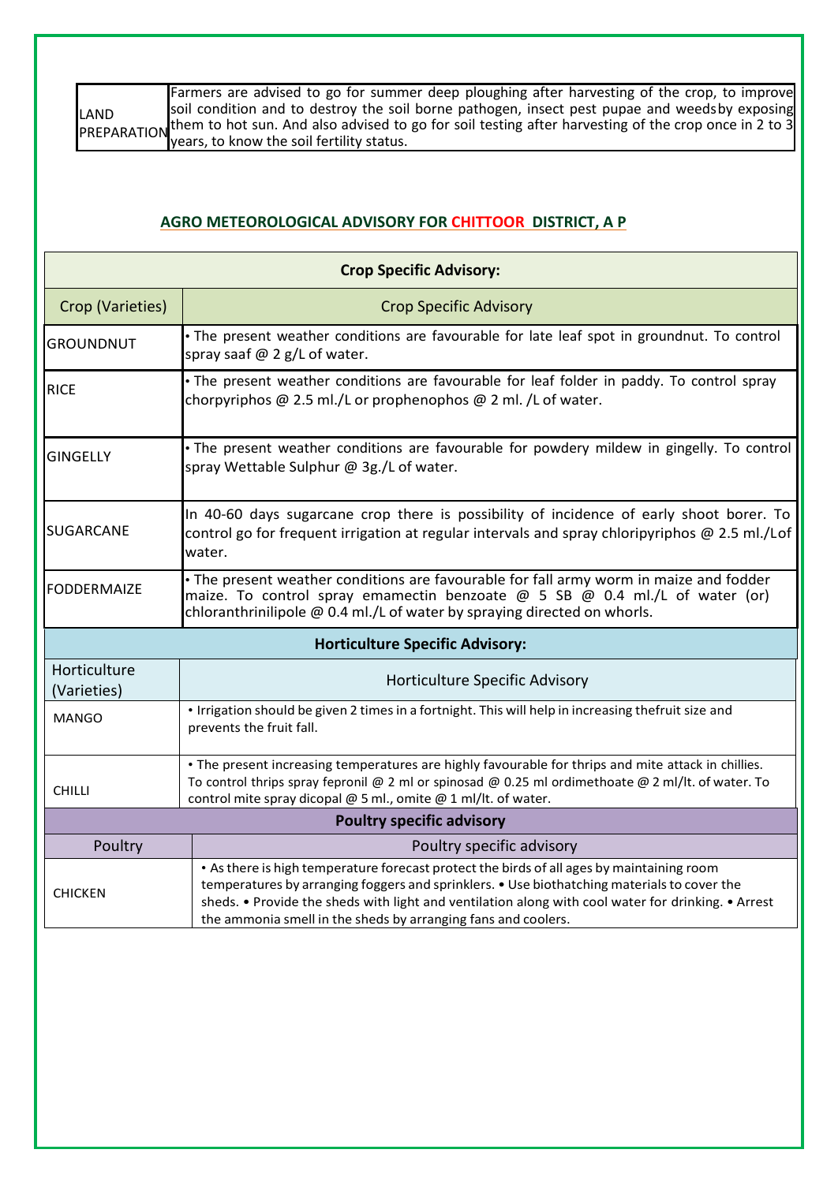| LAND PREPARATION | Farmers are advised to go for summer deep ploughing after harvesting of the crop, to improve soil condition and to destroy the soil borne pathogen, insect pest pupae and weedsby exposing them to hot sun. And also advised to go for soil testing after harvesting of the crop once in 2 to 3 years, to know the soil fertility status. |
|---|---|

## AGRO METEOROLOGICAL ADVISORY FOR CHITTOOR DISTRICT, A P

**Crop Specific Advisory:**

| Crop (Varieties) | Crop Specific Advisory |
|---|---|
| GROUNDNUT | • The present weather conditions are favourable for late leaf spot in groundnut. To control spray saaf @ 2 g/L of water. |
| RICE | • The present weather conditions are favourable for leaf folder in paddy. To control spray chorpyriphos @ 2.5 ml./L or prophenophos @ 2 ml. /L of water. |
| GINGELLY | • The present weather conditions are favourable for powdery mildew in gingelly. To control spray Wettable Sulphur @ 3g./L of water. |
| SUGARCANE | In 40-60 days sugarcane crop there is possibility of incidence of early shoot borer. To control go for frequent irrigation at regular intervals and spray chloripyriphos @ 2.5 ml./Lof water. |
| FODDERMAIZE | • The present weather conditions are favourable for fall army worm in maize and fodder maize. To control spray emamectin benzoate @ 5 SB @ 0.4 ml./L of water (or) chloranthrinilipole @ 0.4 ml./L of water by spraying directed on whorls. |

**Horticulture Specific Advisory:**

| Horticulture (Varieties) | Horticulture Specific Advisory |
|---|---|
| MANGO | • Irrigation should be given 2 times in a fortnight. This will help in increasing thefruit size and prevents the fruit fall. |
| CHILLI | • The present increasing temperatures are highly favourable for thrips and mite attack in chillies. To control thrips spray fepronil @ 2 ml or spinosad @ 0.25 ml ordimethoate @ 2 ml/lt. of water. To control mite spray dicopal @ 5 ml., omite @ 1 ml/lt. of water. |

**Poultry specific advisory**

| Poultry | Poultry specific advisory |
|---|---|
| CHICKEN | • As there is high temperature forecast protect the birds of all ages by maintaining room temperatures by arranging foggers and sprinklers. • Use biothatching materials to cover the sheds. • Provide the sheds with light and ventilation along with cool water for drinking. • Arrest the ammonia smell in the sheds by arranging fans and coolers. |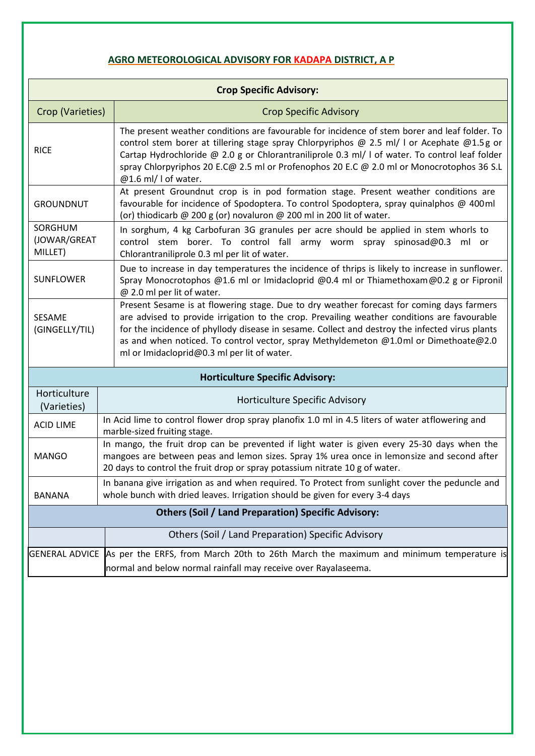## AGRO METEOROLOGICAL ADVISORY FOR KADAPA DISTRICT, A P

| **Crop Specific Advisory:** | |
|---|---|
| Crop (Varieties) | Crop Specific Advisory |
| RICE | The present weather conditions are favourable for incidence of stem borer and leaf folder. To control stem borer at tillering stage spray Chlorpyriphos @ 2.5 ml/ l or Acephate @1.5g or Cartap Hydrochloride @ 2.0 g or Chlorantraniliprole 0.3 ml/ l of water. To control leaf folder spray Chlorpyriphos 20 E.C@ 2.5 ml or Profenophos 20 E.C @ 2.0 ml or Monocrotophos 36 S.L @1.6 ml/ l of water. |
| GROUNDNUT | At present Groundnut crop is in pod formation stage. Present weather conditions are favourable for incidence of Spodoptera. To control Spodoptera, spray quinalphos @ 400ml (or) thiodicarb @ 200 g (or) novaluron @ 200 ml in 200 lit of water. |
| SORGHUM (JOWAR/GREAT MILLET) | In sorghum, 4 kg Carbofuran 3G granules per acre should be applied in stem whorls to control stem borer. To control fall army worm spray spinosad@0.3 ml or Chlorantraniliprole 0.3 ml per lit of water. |
| SUNFLOWER | Due to increase in day temperatures the incidence of thrips is likely to increase in sunflower. Spray Monocrotophos @1.6 ml or Imidacloprid @0.4 ml or Thiamethoxam@0.2 g or Fipronil @ 2.0 ml per lit of water. |
| SESAME (GINGELLY/TIL) | Present Sesame is at flowering stage. Due to dry weather forecast for coming days farmers are advised to provide irrigation to the crop. Prevailing weather conditions are favourable for the incidence of phyllody disease in sesame. Collect and destroy the infected virus plants as and when noticed. To control vector, spray Methyldemeton @1.0ml or Dimethoate@2.0 ml or Imidacloprid@0.3 ml per lit of water. |

| **Horticulture Specific Advisory:** | |
|---|---|
| Horticulture (Varieties) | Horticulture Specific Advisory |
| ACID LIME | In Acid lime to control flower drop spray planofix 1.0 ml in 4.5 liters of water atflowering and marble-sized fruiting stage. |
| MANGO | In mango, the fruit drop can be prevented if light water is given every 25-30 days when the mangoes are between peas and lemon sizes. Spray 1% urea once in lemonsize and second after 20 days to control the fruit drop or spray potassium nitrate 10 g of water. |
| BANANA | In banana give irrigation as and when required. To Protect from sunlight cover the peduncle and whole bunch with dried leaves. Irrigation should be given for every 3-4 days |

| **Others (Soil / Land Preparation) Specific Advisory:** | |
|---|---|
| | Others (Soil / Land Preparation) Specific Advisory |
| GENERAL ADVICE | As per the ERFS, from March 20th to 26th March the maximum and minimum temperature is normal and below normal rainfall may receive over Rayalaseema. |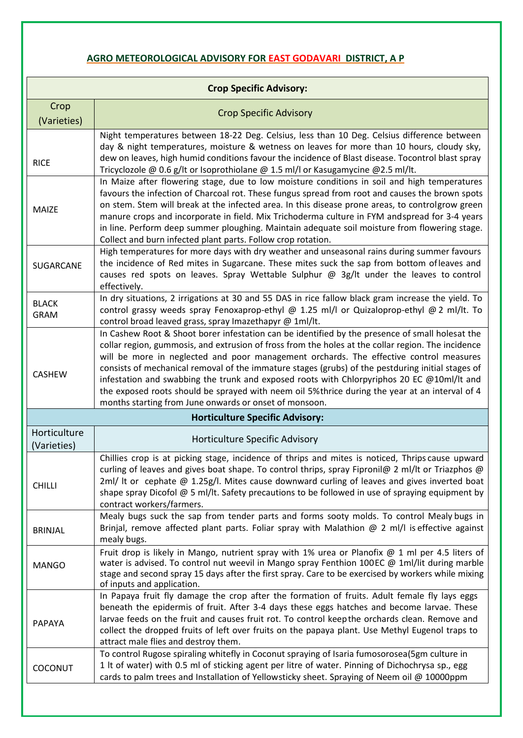## AGRO METEOROLOGICAL ADVISORY FOR EAST GODAVARI DISTRICT, A P

| Crop Specific Advisory: | |
|---|---|
| Crop (Varieties) | Crop Specific Advisory |
| RICE | Night temperatures between 18-22 Deg. Celsius, less than 10 Deg. Celsius difference between day & night temperatures, moisture & wetness on leaves for more than 10 hours, cloudy sky, dew on leaves, high humid conditions favour the incidence of Blast disease. Tocontrol blast spray Tricyclozole @ 0.6 g/lt or Isoprothiolane @ 1.5 ml/l or Kasugamycine @2.5 ml/lt. |
| MAIZE | In Maize after flowering stage, due to low moisture conditions in soil and high temperatures favours the infection of Charcoal rot. These fungus spread from root and causes the brown spots on stem. Stem will break at the infected area. In this disease prone areas, to controlgrow green manure crops and incorporate in field. Mix Trichoderma culture in FYM andspread for 3-4 years in line. Perform deep summer ploughing. Maintain adequate soil moisture from flowering stage. Collect and burn infected plant parts. Follow crop rotation. |
| SUGARCANE | High temperatures for more days with dry weather and unseasonal rains during summer favours the incidence of Red mites in Sugarcane. These mites suck the sap from bottom ofleaves and causes red spots on leaves. Spray Wettable Sulphur @ 3g/lt under the leaves to control effectively. |
| BLACK GRAM | In dry situations, 2 irrigations at 30 and 55 DAS in rice fallow black gram increase the yield. To control grassy weeds spray Fenoxaprop-ethyl @ 1.25 ml/l or Quizaloprop-ethyl @2 ml/lt. To control broad leaved grass, spray Imazethapyr @ 1ml/lt. |
| CASHEW | In Cashew Root & Shoot borer infestation can be identified by the presence of small holesat the collar region, gummosis, and extrusion of fross from the holes at the collar region. The incidence will be more in neglected and poor management orchards. The effective control measures consists of mechanical removal of the immature stages (grubs) of the pestduring initial stages of infestation and swabbing the trunk and exposed roots with Chlorpyriphos 20 EC @10ml/lt and the exposed roots should be sprayed with neem oil 5%thrice during the year at an interval of 4 months starting from June onwards or onset of monsoon. |
| **Horticulture Specific Advisory:** | |
| Horticulture (Varieties) | Horticulture Specific Advisory |
| CHILLI | Chillies crop is at picking stage, incidence of thrips and mites is noticed, Thrips cause upward curling of leaves and gives boat shape. To control thrips, spray Fipronil@ 2 ml/lt or Triazphos @ 2ml/ lt or cephate @ 1.25g/l. Mites cause downward curling of leaves and gives inverted boat shape spray Dicofol @ 5 ml/lt. Safety precautions to be followed in use of spraying equipment by contract workers/farmers. |
| BRINJAL | Mealy bugs suck the sap from tender parts and forms sooty molds. To control Mealy bugs in Brinjal, remove affected plant parts. Foliar spray with Malathion @ 2 ml/l is effective against mealy bugs. |
| MANGO | Fruit drop is likely in Mango, nutrient spray with 1% urea or Planofix @ 1 ml per 4.5 liters of water is advised. To control nut weevil in Mango spray Fenthion 100EC @ 1ml/lit during marble stage and second spray 15 days after the first spray. Care to be exercised by workers while mixing of inputs and application. |
| PAPAYA | In Papaya fruit fly damage the crop after the formation of fruits. Adult female fly lays eggs beneath the epidermis of fruit. After 3-4 days these eggs hatches and become larvae. These larvae feeds on the fruit and causes fruit rot. To control keepthe orchards clean. Remove and collect the dropped fruits of left over fruits on the papaya plant. Use Methyl Eugenol traps to attract male flies and destroy them. |
| COCONUT | To control Rugose spiraling whitefly in Coconut spraying of Isaria fumosorosea(5gm culture in 1 lt of water) with 0.5 ml of sticking agent per litre of water. Pinning of Dichochrysa sp., egg cards to palm trees and Installation of Yellowsticky sheet. Spraying of Neem oil @ 10000ppm |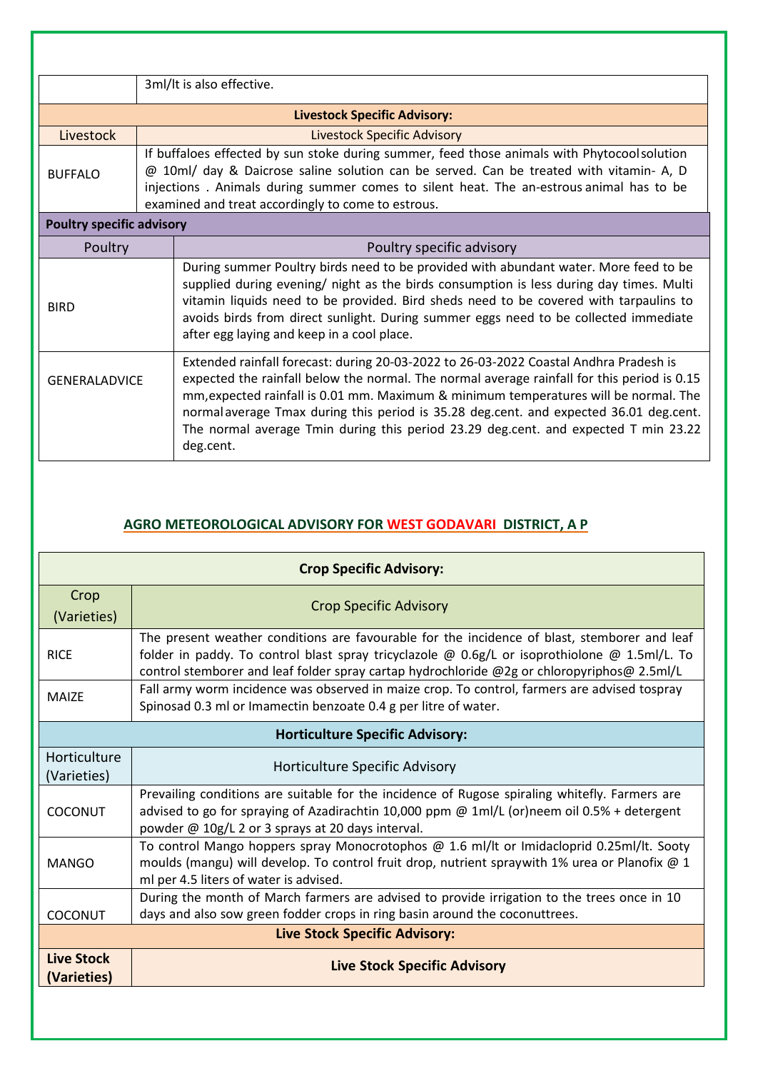| | 3ml/lt is also effective. |
|---|---|

**Livestock Specific Advisory:**

| Livestock | Livestock Specific Advisory |
|---|---|
| BUFFALO | If buffaloes effected by sun stoke during summer, feed those animals with Phytocool solution @ 10ml/ day & Daicrose saline solution can be served. Can be treated with vitamin- A, D injections . Animals during summer comes to silent heat. The an-estrous animal has to be examined and treat accordingly to come to estrous. |

**Poultry specific advisory**

| Poultry | Poultry specific advisory |
|---|---|
| BIRD | During summer Poultry birds need to be provided with abundant water. More feed to be supplied during evening/ night as the birds consumption is less during day times. Multi vitamin liquids need to be provided. Bird sheds need to be covered with tarpaulins to avoids birds from direct sunlight. During summer eggs need to be collected immediate after egg laying and keep in a cool place. |
| GENERALADVICE | Extended rainfall forecast: during 20-03-2022 to 26-03-2022 Coastal Andhra Pradesh is expected the rainfall below the normal. The normal average rainfall for this period is 0.15 mm,expected rainfall is 0.01 mm. Maximum & minimum temperatures will be normal. The normal average Tmax during this period is 35.28 deg.cent. and expected 36.01 deg.cent. The normal average Tmin during this period 23.29 deg.cent. and expected T min 23.22 deg.cent. |

## AGRO METEOROLOGICAL ADVISORY FOR WEST GODAVARI DISTRICT, A P

**Crop Specific Advisory:**

| Crop (Varieties) | Crop Specific Advisory |
|---|---|
| RICE | The present weather conditions are favourable for the incidence of blast, stemborer and leaf folder in paddy. To control blast spray tricyclazole @ 0.6g/L or isoprothiolone @ 1.5ml/L. To control stemborer and leaf folder spray cartap hydrochloride @2g or chloropyriphos@ 2.5ml/L |
| MAIZE | Fall army worm incidence was observed in maize crop. To control, farmers are advised tospray Spinosad 0.3 ml or Imamectin benzoate 0.4 g per litre of water. |

**Horticulture Specific Advisory:**

| Horticulture (Varieties) | Horticulture Specific Advisory |
|---|---|
| COCONUT | Prevailing conditions are suitable for the incidence of Rugose spiraling whitefly. Farmers are advised to go for spraying of Azadirachtin 10,000 ppm @ 1ml/L (or)neem oil 0.5% + detergent powder @ 10g/L 2 or 3 sprays at 20 days interval. |
| MANGO | To control Mango hoppers spray Monocrotophos @ 1.6 ml/lt or Imidacloprid 0.25ml/lt. Sooty moulds (mangu) will develop. To control fruit drop, nutrient spraywith 1% urea or Planofix @ 1 ml per 4.5 liters of water is advised. |
| COCONUT | During the month of March farmers are advised to provide irrigation to the trees once in 10 days and also sow green fodder crops in ring basin around the coconuttrees. |

**Live Stock Specific Advisory:**

| **Live Stock (Varieties)** | **Live Stock Specific Advisory** |
|---|---|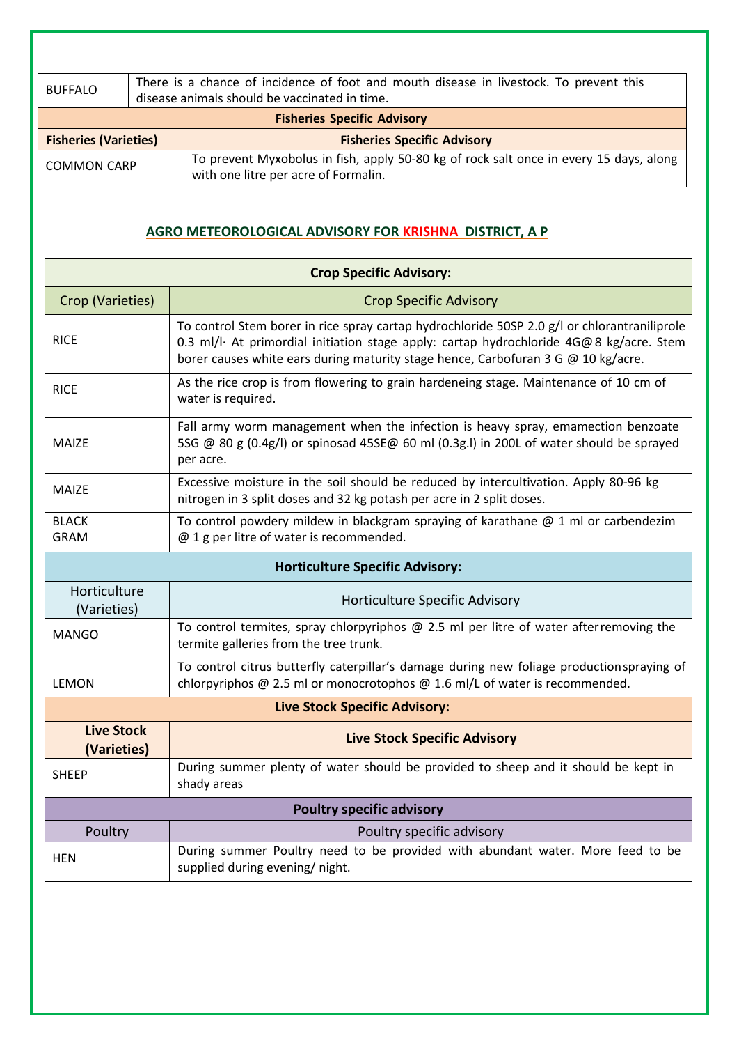| BUFFALO | There is a chance of incidence of foot and mouth disease in livestock. To prevent this disease animals should be vaccinated in time. |
|---|---|

| Fisheries Specific Advisory | |
|---|---|
| **Fisheries (Varieties)** | **Fisheries Specific Advisory** |
| COMMON CARP | To prevent Myxobolus in fish, apply 50-80 kg of rock salt once in every 15 days, along with one litre per acre of Formalin. |

## AGRO METEOROLOGICAL ADVISORY FOR KRISHNA DISTRICT, A P

| Crop Specific Advisory: | |
|---|---|
| Crop (Varieties) | Crop Specific Advisory |
| RICE | To control Stem borer in rice spray cartap hydrochloride 50SP 2.0 g/l or chlorantraniliprole 0.3 ml/l· At primordial initiation stage apply: cartap hydrochloride 4G@ 8 kg/acre. Stem borer causes white ears during maturity stage hence, Carbofuran 3 G @ 10 kg/acre. |
| RICE | As the rice crop is from flowering to grain hardeneing stage. Maintenance of 10 cm of water is required. |
| MAIZE | Fall army worm management when the infection is heavy spray, emamection benzoate 5SG @ 80 g (0.4g/l) or spinosad 45SE@ 60 ml (0.3g.l) in 200L of water should be sprayed per acre. |
| MAIZE | Excessive moisture in the soil should be reduced by intercultivation. Apply 80-96 kg nitrogen in 3 split doses and 32 kg potash per acre in 2 split doses. |
| BLACK GRAM | To control powdery mildew in blackgram spraying of karathane @ 1 ml or carbendezim @ 1 g per litre of water is recommended. |
| **Horticulture Specific Advisory:** | |
| Horticulture (Varieties) | Horticulture Specific Advisory |
| MANGO | To control termites, spray chlorpyriphos @ 2.5 ml per litre of water after removing the termite galleries from the tree trunk. |
| LEMON | To control citrus butterfly caterpillar's damage during new foliage production spraying of chlorpyriphos @ 2.5 ml or monocrotophos @ 1.6 ml/L of water is recommended. |
| **Live Stock Specific Advisory:** | |
| **Live Stock (Varieties)** | **Live Stock Specific Advisory** |
| SHEEP | During summer plenty of water should be provided to sheep and it should be kept in shady areas |
| **Poultry specific advisory** | |
| Poultry | Poultry specific advisory |
| HEN | During summer Poultry need to be provided with abundant water. More feed to be supplied during evening/ night. |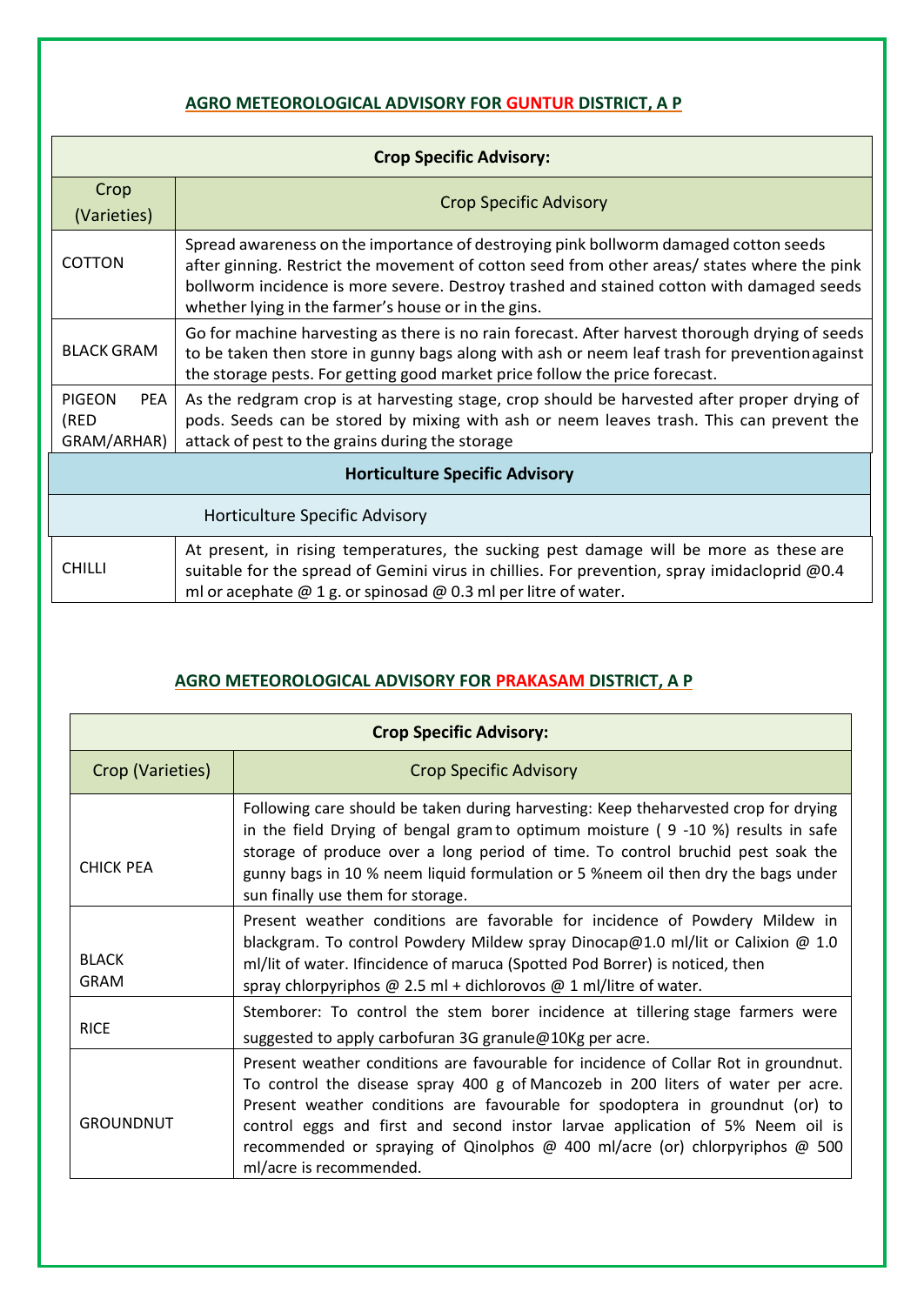## AGRO METEOROLOGICAL ADVISORY FOR GUNTUR DISTRICT, A P

| Crop Specific Advisory: | |
|---|---|
| **Crop (Varieties)** | **Crop Specific Advisory** |
| COTTON | Spread awareness on the importance of destroying pink bollworm damaged cotton seeds after ginning. Restrict the movement of cotton seed from other areas/ states where the pink bollworm incidence is more severe. Destroy trashed and stained cotton with damaged seeds whether lying in the farmer's house or in the gins. |
| BLACK GRAM | Go for machine harvesting as there is no rain forecast. After harvest thorough drying of seeds to be taken then store in gunny bags along with ash or neem leaf trash for preventionagainst the storage pests. For getting good market price follow the price forecast. |
| PIGEON PEA (RED GRAM/ARHAR) | As the redgram crop is at harvesting stage, crop should be harvested after proper drying of pods. Seeds can be stored by mixing with ash or neem leaves trash. This can prevent the attack of pest to the grains during the storage |
| **Horticulture Specific Advisory** | |
| Horticulture Specific Advisory | |
| CHILLI | At present, in rising temperatures, the sucking pest damage will be more as these are suitable for the spread of Gemini virus in chillies. For prevention, spray imidacloprid @0.4 ml or acephate @ 1 g. or spinosad @ 0.3 ml per litre of water. |

## AGRO METEOROLOGICAL ADVISORY FOR PRAKASAM DISTRICT, A P

| Crop Specific Advisory: | |
|---|---|
| **Crop (Varieties)** | **Crop Specific Advisory** |
| CHICK PEA | Following care should be taken during harvesting: Keep theharvested crop for drying in the field Drying of bengal gram to optimum moisture ( 9 -10 %) results in safe storage of produce over a long period of time. To control bruchid pest soak the gunny bags in 10 % neem liquid formulation or 5 %neem oil then dry the bags under sun finally use them for storage. |
| BLACK GRAM | Present weather conditions are favorable for incidence of Powdery Mildew in blackgram. To control Powdery Mildew spray Dinocap@1.0 ml/lit or Calixion @ 1.0 ml/lit of water. Ifincidence of maruca (Spotted Pod Borrer) is noticed, then spray chlorpyriphos @ 2.5 ml + dichlorovos @ 1 ml/litre of water. |
| RICE | Stemborer: To control the stem borer incidence at tillering stage farmers were suggested to apply carbofuran 3G granule@10Kg per acre. |
| GROUNDNUT | Present weather conditions are favourable for incidence of Collar Rot in groundnut. To control the disease spray 400 g of Mancozeb in 200 liters of water per acre. Present weather conditions are favourable for spodoptera in groundnut (or) to control eggs and first and second instor larvae application of 5% Neem oil is recommended or spraying of Qinolphos @ 400 ml/acre (or) chlorpyriphos @ 500 ml/acre is recommended. |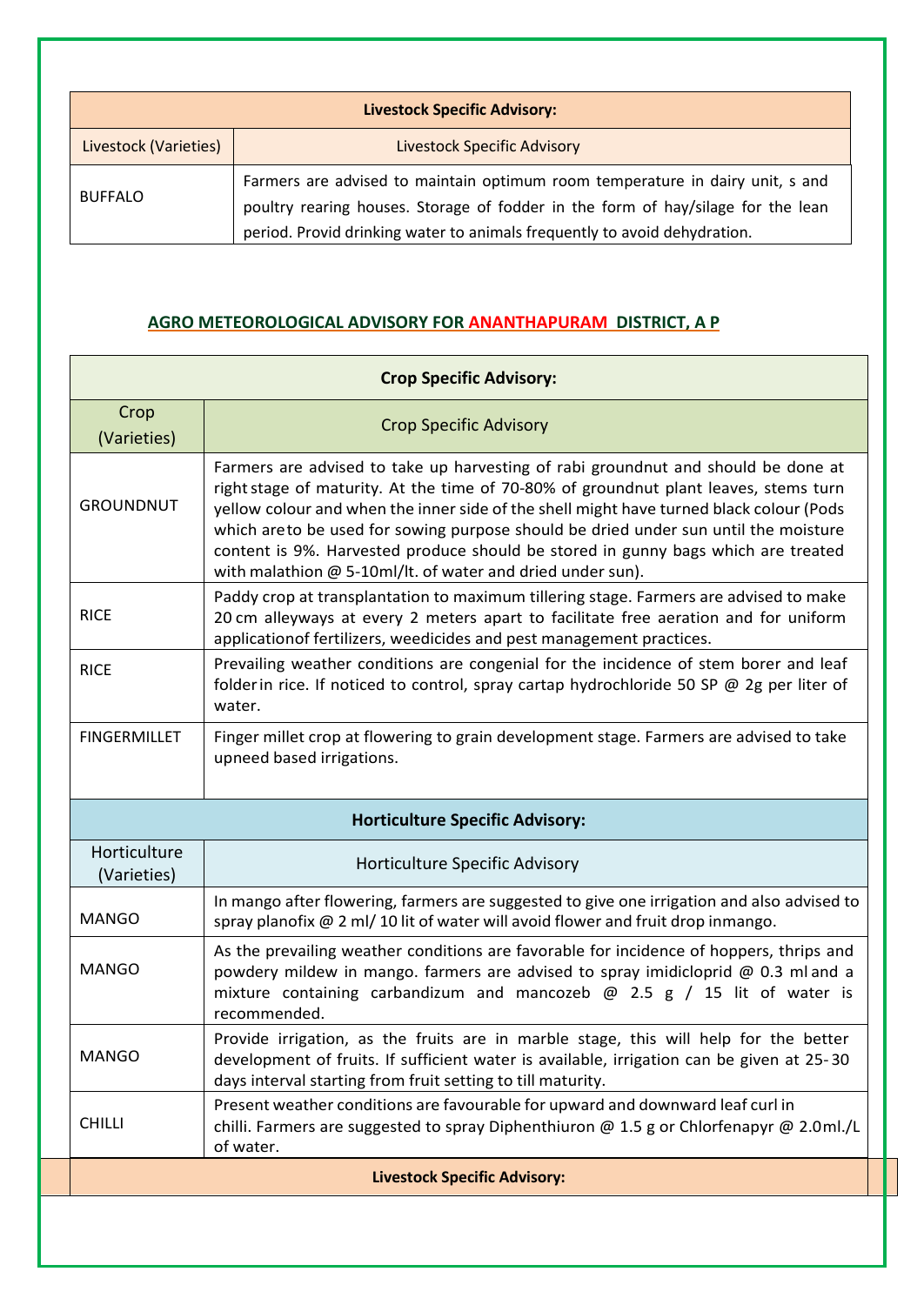| Livestock Specific Advisory: | |
|---|---|
| Livestock (Varieties) | Livestock Specific Advisory |
| BUFFALO | Farmers are advised to maintain optimum room temperature in dairy unit, s and poultry rearing houses. Storage of fodder in the form of hay/silage for the lean period. Provid drinking water to animals frequently to avoid dehydration. |

## AGRO METEOROLOGICAL ADVISORY FOR ANANTHAPURAM DISTRICT, A P

| Crop Specific Advisory: | |
|---|---|
| Crop (Varieties) | Crop Specific Advisory |
| GROUNDNUT | Farmers are advised to take up harvesting of rabi groundnut and should be done at right stage of maturity. At the time of 70-80% of groundnut plant leaves, stems turn yellow colour and when the inner side of the shell might have turned black colour (Pods which are to be used for sowing purpose should be dried under sun until the moisture content is 9%. Harvested produce should be stored in gunny bags which are treated with malathion @ 5-10ml/lt. of water and dried under sun). |
| RICE | Paddy crop at transplantation to maximum tillering stage. Farmers are advised to make 20 cm alleyways at every 2 meters apart to facilitate free aeration and for uniform applicationof fertilizers, weedicides and pest management practices. |
| RICE | Prevailing weather conditions are congenial for the incidence of stem borer and leaf folder in rice. If noticed to control, spray cartap hydrochloride 50 SP @ 2g per liter of water. |
| FINGERMILLET | Finger millet crop at flowering to grain development stage. Farmers are advised to take upneed based irrigations. |

| Horticulture Specific Advisory: | |
|---|---|
| Horticulture (Varieties) | Horticulture Specific Advisory |
| MANGO | In mango after flowering, farmers are suggested to give one irrigation and also advised to spray planofix @ 2 ml/ 10 lit of water will avoid flower and fruit drop inmango. |
| MANGO | As the prevailing weather conditions are favorable for incidence of hoppers, thrips and powdery mildew in mango. farmers are advised to spray imidicloprid @ 0.3 ml and a mixture containing carbandizum and mancozeb @ 2.5 g / 15 lit of water is recommended. |
| MANGO | Provide irrigation, as the fruits are in marble stage, this will help for the better development of fruits. If sufficient water is available, irrigation can be given at 25- 30 days interval starting from fruit setting to till maturity. |
| CHILLI | Present weather conditions are favourable for upward and downward leaf curl in chilli. Farmers are suggested to spray Diphenthiuron @ 1.5 g or Chlorfenapyr @ 2.0ml./L of water. |

| Livestock Specific Advisory: |
|---|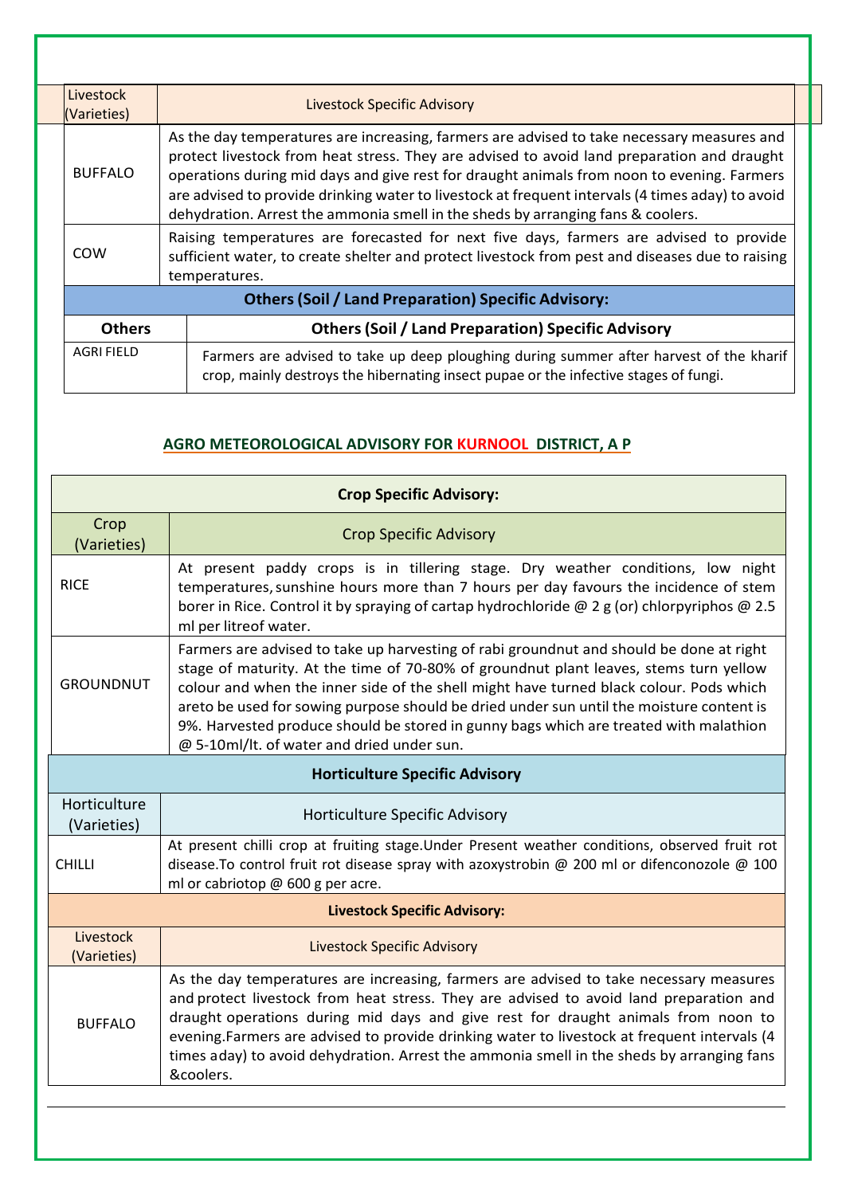| Livestock (Varieties) | Livestock Specific Advisory |
|---|---|
| BUFFALO | As the day temperatures are increasing, farmers are advised to take necessary measures and protect livestock from heat stress. They are advised to avoid land preparation and draught operations during mid days and give rest for draught animals from noon to evening. Farmers are advised to provide drinking water to livestock at frequent intervals (4 times aday) to avoid dehydration. Arrest the ammonia smell in the sheds by arranging fans & coolers. |
| COW | Raising temperatures are forecasted for next five days, farmers are advised to provide sufficient water, to create shelter and protect livestock from pest and diseases due to raising temperatures. |

**Others (Soil / Land Preparation) Specific Advisory:**

| Others | Others (Soil / Land Preparation) Specific Advisory |
|---|---|
| AGRI FIELD | Farmers are advised to take up deep ploughing during summer after harvest of the kharif crop, mainly destroys the hibernating insect pupae or the infective stages of fungi. |

## AGRO METEOROLOGICAL ADVISORY FOR KURNOOL DISTRICT, A P

**Crop Specific Advisory:**

| Crop (Varieties) | Crop Specific Advisory |
|---|---|
| RICE | At present paddy crops is in tillering stage. Dry weather conditions, low night temperatures, sunshine hours more than 7 hours per day favours the incidence of stem borer in Rice. Control it by spraying of cartap hydrochloride @ 2 g (or) chlorpyriphos @ 2.5 ml per litreof water. |
| GROUNDNUT | Farmers are advised to take up harvesting of rabi groundnut and should be done at right stage of maturity. At the time of 70-80% of groundnut plant leaves, stems turn yellow colour and when the inner side of the shell might have turned black colour. Pods which areto be used for sowing purpose should be dried under sun until the moisture content is 9%. Harvested produce should be stored in gunny bags which are treated with malathion @ 5-10ml/lt. of water and dried under sun. |

**Horticulture Specific Advisory**

| Horticulture (Varieties) | Horticulture Specific Advisory |
|---|---|
| CHILLI | At present chilli crop at fruiting stage.Under Present weather conditions, observed fruit rot disease.To control fruit rot disease spray with azoxystrobin @ 200 ml or difenconozole @ 100 ml or cabriotop @ 600 g per acre. |

**Livestock Specific Advisory:**

| Livestock (Varieties) | Livestock Specific Advisory |
|---|---|
| BUFFALO | As the day temperatures are increasing, farmers are advised to take necessary measures and protect livestock from heat stress. They are advised to avoid land preparation and draught operations during mid days and give rest for draught animals from noon to evening.Farmers are advised to provide drinking water to livestock at frequent intervals (4 times aday) to avoid dehydration. Arrest the ammonia smell in the sheds by arranging fans &coolers. |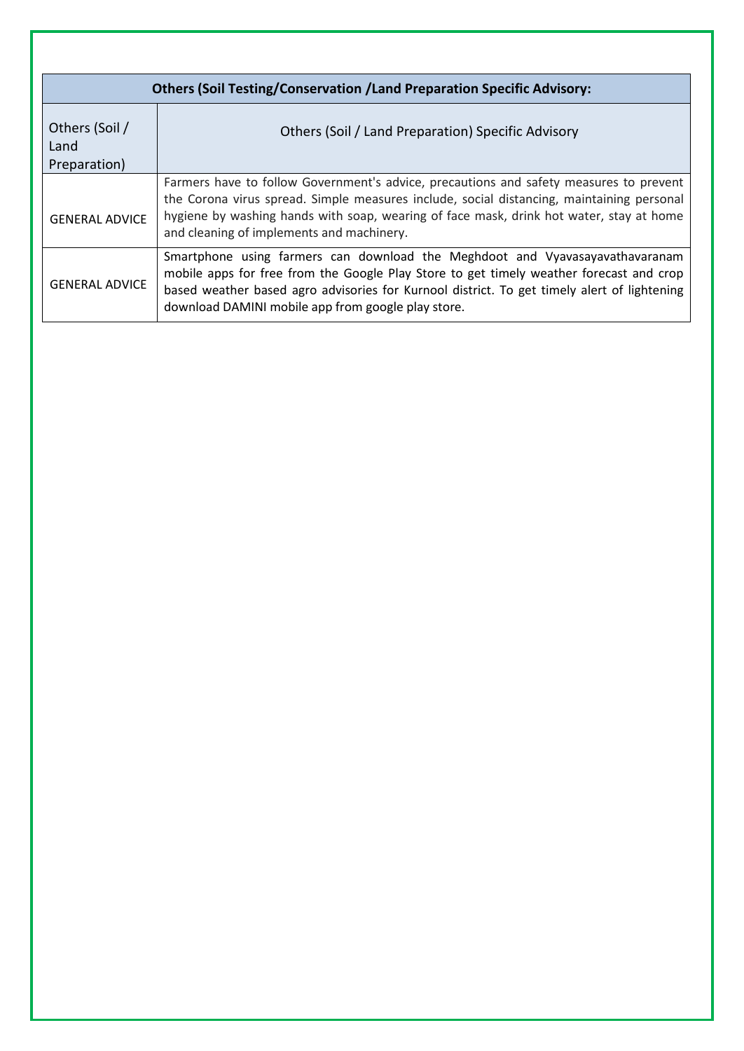| Others (Soil Testing/Conservation /Land Preparation Specific Advisory: | |
|---|---|
| Others (Soil / Land Preparation) | Others (Soil / Land Preparation) Specific Advisory |
| GENERAL ADVICE | Farmers have to follow Government's advice, precautions and safety measures to prevent the Corona virus spread. Simple measures include, social distancing, maintaining personal hygiene by washing hands with soap, wearing of face mask, drink hot water, stay at home and cleaning of implements and machinery. |
| GENERAL ADVICE | Smartphone using farmers can download the Meghdoot and Vyavasayavathavaranam mobile apps for free from the Google Play Store to get timely weather forecast and crop based weather based agro advisories for Kurnool district. To get timely alert of lightening download DAMINI mobile app from google play store. |